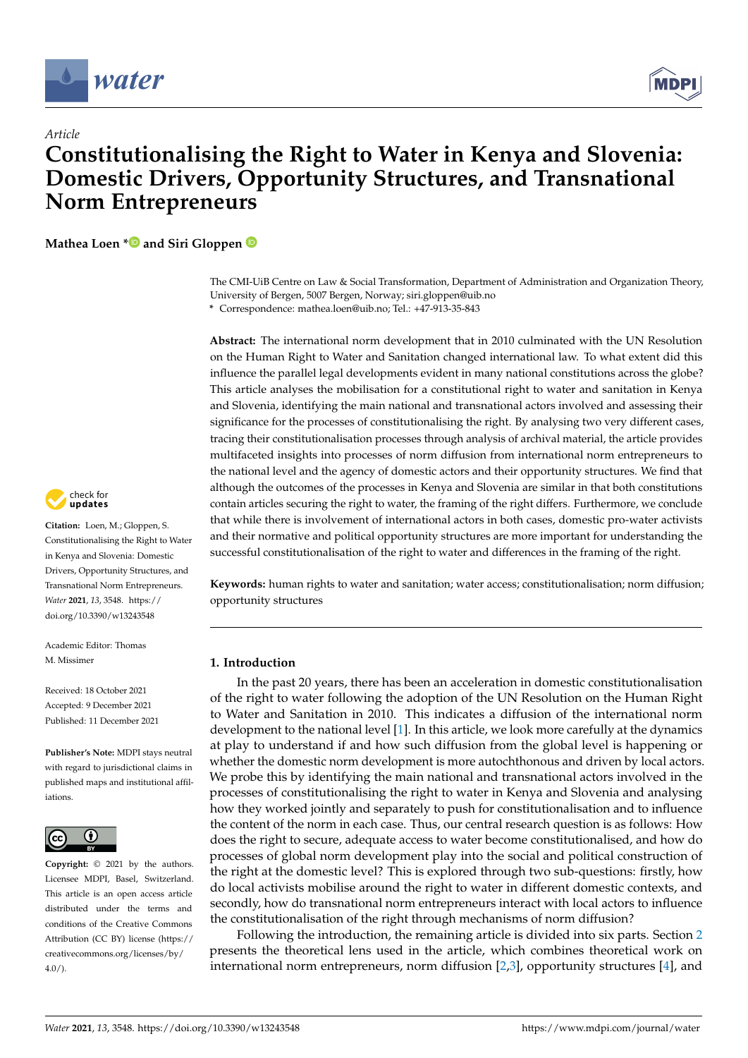Article

# Constitutionalising the Right to Water in Kenya and Slovenia: Domestic Drivers, Opportunity Structures, and Transnational Norm Entrepreneurs

**Mathea Loen * and Siri Gloppen**

The CMI-UiB Centre on Law & Social Transformation, Department of Administration and Organization Theory, University of Bergen, 5007 Bergen, Norway; siri.gloppen@uib.no
* Correspondence: mathea.loen@uib.no; Tel.: +47-913-35-843

**Abstract:** The international norm development that in 2010 culminated with the UN Resolution on the Human Right to Water and Sanitation changed international law. To what extent did this influence the parallel legal developments evident in many national constitutions across the globe? This article analyses the mobilisation for a constitutional right to water and sanitation in Kenya and Slovenia, identifying the main national and transnational actors involved and assessing their significance for the processes of constitutionalising the right. By analysing two very different cases, tracing their constitutionalisation processes through analysis of archival material, the article provides multifaceted insights into processes of norm diffusion from international norm entrepreneurs to the national level and the agency of domestic actors and their opportunity structures. We find that although the outcomes of the processes in Kenya and Slovenia are similar in that both constitutions contain articles securing the right to water, the framing of the right differs. Furthermore, we conclude that while there is involvement of international actors in both cases, domestic pro-water activists and their normative and political opportunity structures are more important for understanding the successful constitutionalisation of the right to water and differences in the framing of the right.

**Keywords:** human rights to water and sanitation; water access; constitutionalisation; norm diffusion; opportunity structures

**Citation:** Loen, M.; Gloppen, S. Constitutionalising the Right to Water in Kenya and Slovenia: Domestic Drivers, Opportunity Structures, and Transnational Norm Entrepreneurs. *Water* **2021**, *13*, 3548. https://doi.org/10.3390/w13243548

Academic Editor: Thomas M. Missimer

Received: 18 October 2021
Accepted: 9 December 2021
Published: 11 December 2021

**Publisher's Note:** MDPI stays neutral with regard to jurisdictional claims in published maps and institutional affiliations.

**Copyright:** © 2021 by the authors. Licensee MDPI, Basel, Switzerland. This article is an open access article distributed under the terms and conditions of the Creative Commons Attribution (CC BY) license (https://creativecommons.org/licenses/by/4.0/).

## 1. Introduction

In the past 20 years, there has been an acceleration in domestic constitutionalisation of the right to water following the adoption of the UN Resolution on the Human Right to Water and Sanitation in 2010. This indicates a diffusion of the international norm development to the national level [1]. In this article, we look more carefully at the dynamics at play to understand if and how such diffusion from the global level is happening or whether the domestic norm development is more autochthonous and driven by local actors. We probe this by identifying the main national and transnational actors involved in the processes of constitutionalising the right to water in Kenya and Slovenia and analysing how they worked jointly and separately to push for constitutionalisation and to influence the content of the norm in each case. Thus, our central research question is as follows: How does the right to secure, adequate access to water become constitutionalised, and how do processes of global norm development play into the social and political construction of the right at the domestic level? This is explored through two sub-questions: firstly, how do local activists mobilise around the right to water in different domestic contexts, and secondly, how do transnational norm entrepreneurs interact with local actors to influence the constitutionalisation of the right through mechanisms of norm diffusion?

Following the introduction, the remaining article is divided into six parts. Section 2 presents the theoretical lens used in the article, which combines theoretical work on international norm entrepreneurs, norm diffusion [2,3], opportunity structures [4], and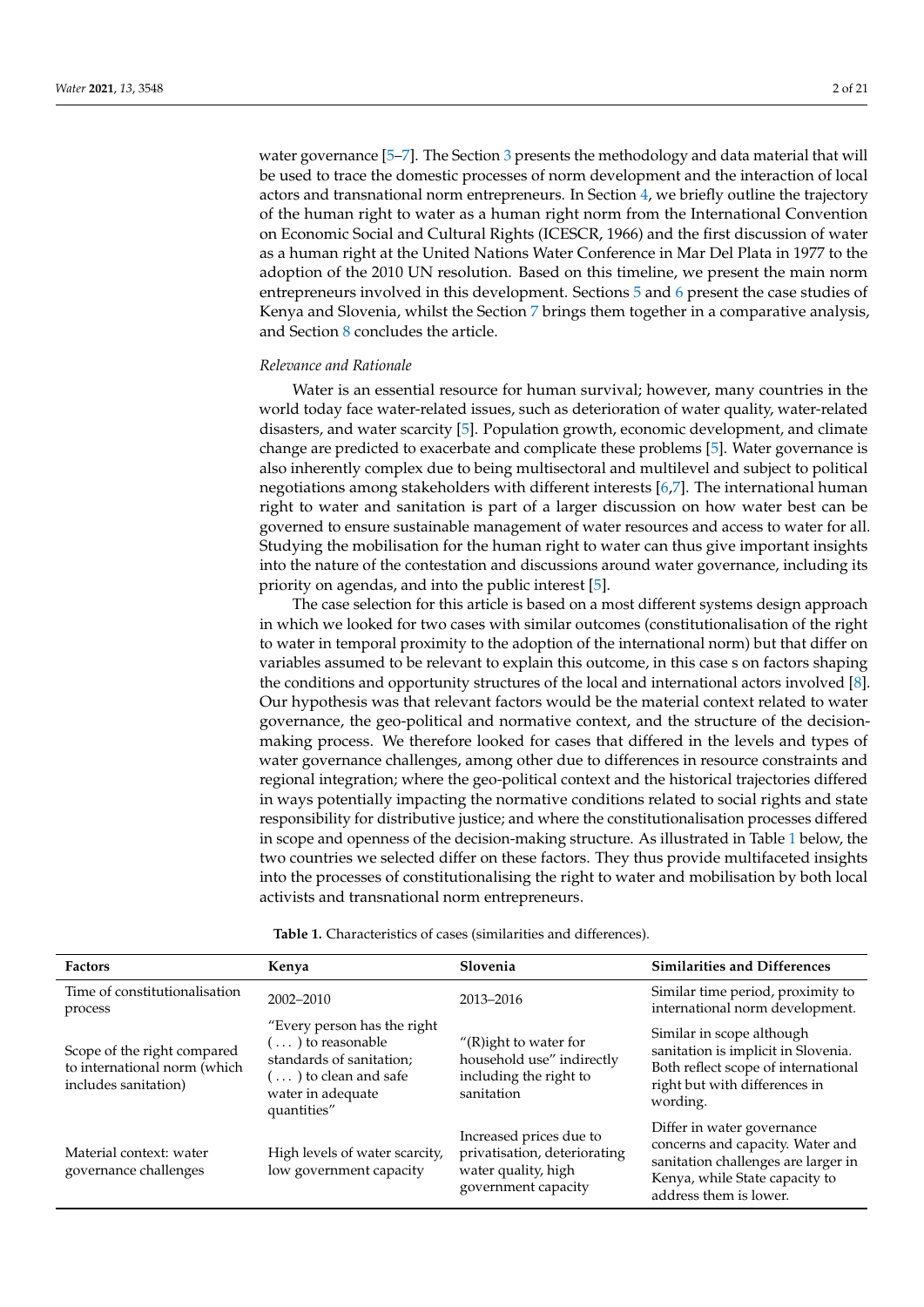water governance [5–7]. The Section 3 presents the methodology and data material that will be used to trace the domestic processes of norm development and the interaction of local actors and transnational norm entrepreneurs. In Section 4, we briefly outline the trajectory of the human right to water as a human right norm from the International Convention on Economic Social and Cultural Rights (ICESCR, 1966) and the first discussion of water as a human right at the United Nations Water Conference in Mar Del Plata in 1977 to the adoption of the 2010 UN resolution. Based on this timeline, we present the main norm entrepreneurs involved in this development. Sections 5 and 6 present the case studies of Kenya and Slovenia, whilst the Section 7 brings them together in a comparative analysis, and Section 8 concludes the article.

*Relevance and Rationale*

Water is an essential resource for human survival; however, many countries in the world today face water-related issues, such as deterioration of water quality, water-related disasters, and water scarcity [5]. Population growth, economic development, and climate change are predicted to exacerbate and complicate these problems [5]. Water governance is also inherently complex due to being multisectoral and multilevel and subject to political negotiations among stakeholders with different interests [6,7]. The international human right to water and sanitation is part of a larger discussion on how water best can be governed to ensure sustainable management of water resources and access to water for all. Studying the mobilisation for the human right to water can thus give important insights into the nature of the contestation and discussions around water governance, including its priority on agendas, and into the public interest [5].

The case selection for this article is based on a most different systems design approach in which we looked for two cases with similar outcomes (constitutionalisation of the right to water in temporal proximity to the adoption of the international norm) but that differ on variables assumed to be relevant to explain this outcome, in this case s on factors shaping the conditions and opportunity structures of the local and international actors involved [8]. Our hypothesis was that relevant factors would be the material context related to water governance, the geo-political and normative context, and the structure of the decision-making process. We therefore looked for cases that differed in the levels and types of water governance challenges, among other due to differences in resource constraints and regional integration; where the geo-political context and the historical trajectories differed in ways potentially impacting the normative conditions related to social rights and state responsibility for distributive justice; and where the constitutionalisation processes differed in scope and openness of the decision-making structure. As illustrated in Table 1 below, the two countries we selected differ on these factors. They thus provide multifaceted insights into the processes of constitutionalising the right to water and mobilisation by both local activists and transnational norm entrepreneurs.

**Table 1.** Characteristics of cases (similarities and differences).

| Factors | Kenya | Slovenia | Similarities and Differences |
|---|---|---|---|
| Time of constitutionalisation process | 2002–2010 | 2013–2016 | Similar time period, proximity to international norm development. |
| Scope of the right compared to international norm (which includes sanitation) | "Every person has the right ( . . . ) to reasonable standards of sanitation; ( . . . ) to clean and safe water in adequate quantities" | "(R)ight to water for household use" indirectly including the right to sanitation | Similar in scope although sanitation is implicit in Slovenia. Both reflect scope of international right but with differences in wording. |
| Material context: water governance challenges | High levels of water scarcity, low government capacity | Increased prices due to privatisation, deteriorating water quality, high government capacity | Differ in water governance concerns and capacity. Water and sanitation challenges are larger in Kenya, while State capacity to address them is lower. |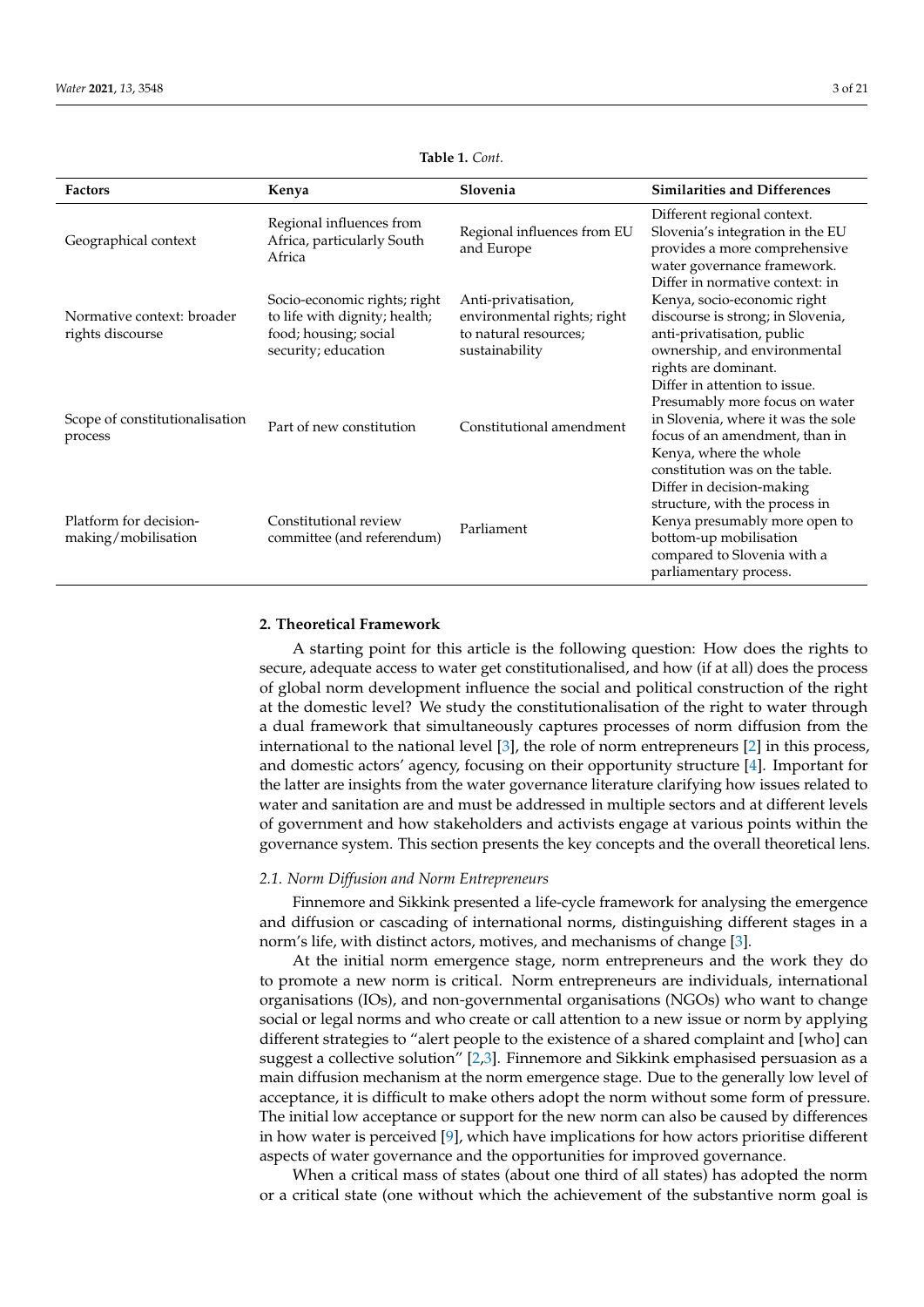**Table 1.** *Cont.*

| Factors | Kenya | Slovenia | Similarities and Differences |
|---|---|---|---|
| Geographical context | Regional influences from Africa, particularly South Africa | Regional influences from EU and Europe | Different regional context. Slovenia's integration in the EU provides a more comprehensive water governance framework. |
| Normative context: broader rights discourse | Socio-economic rights; right to life with dignity; health; food; housing; social security; education | Anti-privatisation, environmental rights; right to natural resources; sustainability | Differ in normative context: in Kenya, socio-economic right discourse is strong; in Slovenia, anti-privatisation, public ownership, and environmental rights are dominant. |
| Scope of constitutionalisation process | Part of new constitution | Constitutional amendment | Differ in attention to issue. Presumably more focus on water in Slovenia, where it was the sole focus of an amendment, than in Kenya, where the whole constitution was on the table. |
| Platform for decision-making/mobilisation | Constitutional review committee (and referendum) | Parliament | Differ in decision-making structure, with the process in Kenya presumably more open to bottom-up mobilisation compared to Slovenia with a parliamentary process. |

## 2. Theoretical Framework

A starting point for this article is the following question: How does the rights to secure, adequate access to water get constitutionalised, and how (if at all) does the process of global norm development influence the social and political construction of the right at the domestic level? We study the constitutionalisation of the right to water through a dual framework that simultaneously captures processes of norm diffusion from the international to the national level [3], the role of norm entrepreneurs [2] in this process, and domestic actors' agency, focusing on their opportunity structure [4]. Important for the latter are insights from the water governance literature clarifying how issues related to water and sanitation are and must be addressed in multiple sectors and at different levels of government and how stakeholders and activists engage at various points within the governance system. This section presents the key concepts and the overall theoretical lens.

### *2.1. Norm Diffusion and Norm Entrepreneurs*

Finnemore and Sikkink presented a life-cycle framework for analysing the emergence and diffusion or cascading of international norms, distinguishing different stages in a norm's life, with distinct actors, motives, and mechanisms of change [3].

At the initial norm emergence stage, norm entrepreneurs and the work they do to promote a new norm is critical. Norm entrepreneurs are individuals, international organisations (IOs), and non-governmental organisations (NGOs) who want to change social or legal norms and who create or call attention to a new issue or norm by applying different strategies to "alert people to the existence of a shared complaint and [who] can suggest a collective solution" [2,3]. Finnemore and Sikkink emphasised persuasion as a main diffusion mechanism at the norm emergence stage. Due to the generally low level of acceptance, it is difficult to make others adopt the norm without some form of pressure. The initial low acceptance or support for the new norm can also be caused by differences in how water is perceived [9], which have implications for how actors prioritise different aspects of water governance and the opportunities for improved governance.

When a critical mass of states (about one third of all states) has adopted the norm or a critical state (one without which the achievement of the substantive norm goal is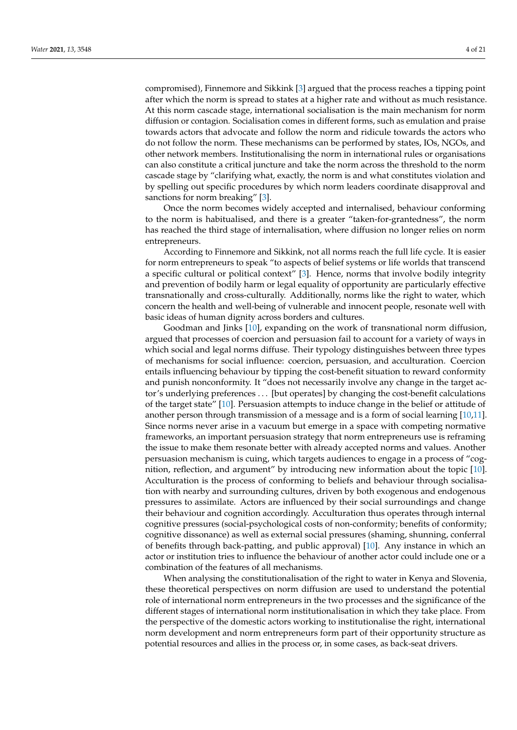compromised), Finnemore and Sikkink [3] argued that the process reaches a tipping point after which the norm is spread to states at a higher rate and without as much resistance. At this norm cascade stage, international socialisation is the main mechanism for norm diffusion or contagion. Socialisation comes in different forms, such as emulation and praise towards actors that advocate and follow the norm and ridicule towards the actors who do not follow the norm. These mechanisms can be performed by states, IOs, NGOs, and other network members. Institutionalising the norm in international rules or organisations can also constitute a critical juncture and take the norm across the threshold to the norm cascade stage by "clarifying what, exactly, the norm is and what constitutes violation and by spelling out specific procedures by which norm leaders coordinate disapproval and sanctions for norm breaking" [3].

Once the norm becomes widely accepted and internalised, behaviour conforming to the norm is habitualised, and there is a greater "taken-for-grantedness", the norm has reached the third stage of internalisation, where diffusion no longer relies on norm entrepreneurs.

According to Finnemore and Sikkink, not all norms reach the full life cycle. It is easier for norm entrepreneurs to speak "to aspects of belief systems or life worlds that transcend a specific cultural or political context" [3]. Hence, norms that involve bodily integrity and prevention of bodily harm or legal equality of opportunity are particularly effective transnationally and cross-culturally. Additionally, norms like the right to water, which concern the health and well-being of vulnerable and innocent people, resonate well with basic ideas of human dignity across borders and cultures.

Goodman and Jinks [10], expanding on the work of transnational norm diffusion, argued that processes of coercion and persuasion fail to account for a variety of ways in which social and legal norms diffuse. Their typology distinguishes between three types of mechanisms for social influence: coercion, persuasion, and acculturation. Coercion entails influencing behaviour by tipping the cost-benefit situation to reward conformity and punish nonconformity. It "does not necessarily involve any change in the target actor's underlying preferences ... [but operates] by changing the cost-benefit calculations of the target state" [10]. Persuasion attempts to induce change in the belief or attitude of another person through transmission of a message and is a form of social learning [10,11]. Since norms never arise in a vacuum but emerge in a space with competing normative frameworks, an important persuasion strategy that norm entrepreneurs use is reframing the issue to make them resonate better with already accepted norms and values. Another persuasion mechanism is cuing, which targets audiences to engage in a process of "cognition, reflection, and argument" by introducing new information about the topic [10]. Acculturation is the process of conforming to beliefs and behaviour through socialisation with nearby and surrounding cultures, driven by both exogenous and endogenous pressures to assimilate. Actors are influenced by their social surroundings and change their behaviour and cognition accordingly. Acculturation thus operates through internal cognitive pressures (social-psychological costs of non-conformity; benefits of conformity; cognitive dissonance) as well as external social pressures (shaming, shunning, conferral of benefits through back-patting, and public approval) [10]. Any instance in which an actor or institution tries to influence the behaviour of another actor could include one or a combination of the features of all mechanisms.

When analysing the constitutionalisation of the right to water in Kenya and Slovenia, these theoretical perspectives on norm diffusion are used to understand the potential role of international norm entrepreneurs in the two processes and the significance of the different stages of international norm institutionalisation in which they take place. From the perspective of the domestic actors working to institutionalise the right, international norm development and norm entrepreneurs form part of their opportunity structure as potential resources and allies in the process or, in some cases, as back-seat drivers.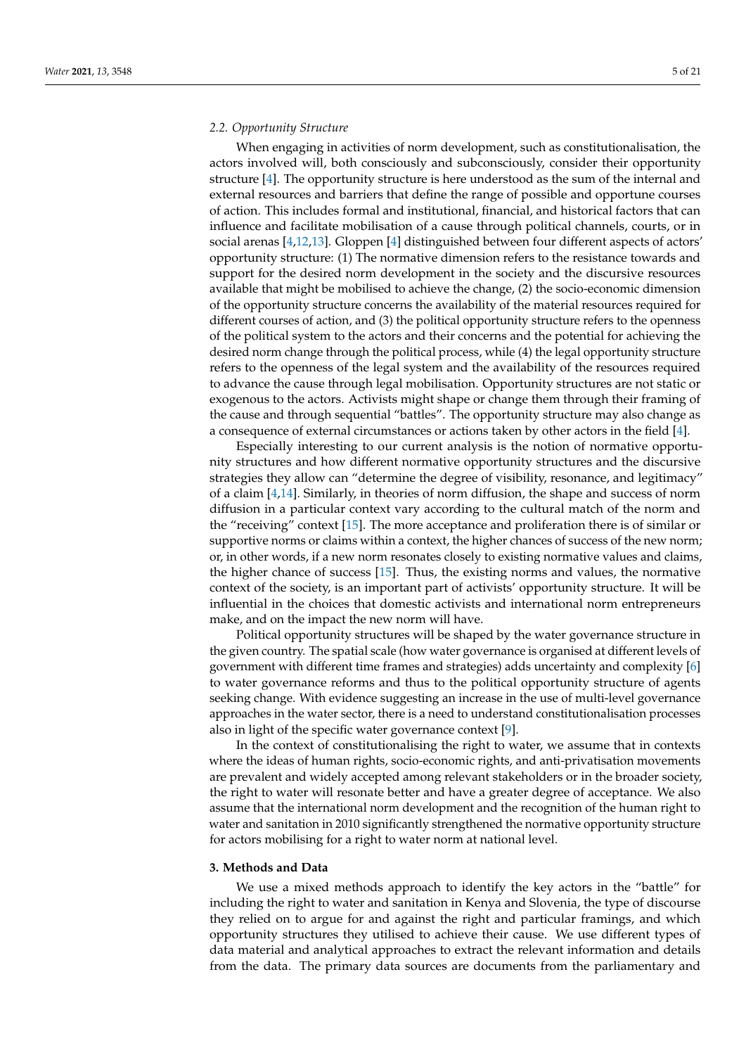### 2.2. Opportunity Structure

When engaging in activities of norm development, such as constitutionalisation, the actors involved will, both consciously and subconsciously, consider their opportunity structure [4]. The opportunity structure is here understood as the sum of the internal and external resources and barriers that define the range of possible and opportune courses of action. This includes formal and institutional, financial, and historical factors that can influence and facilitate mobilisation of a cause through political channels, courts, or in social arenas [4,12,13]. Gloppen [4] distinguished between four different aspects of actors' opportunity structure: (1) The normative dimension refers to the resistance towards and support for the desired norm development in the society and the discursive resources available that might be mobilised to achieve the change, (2) the socio-economic dimension of the opportunity structure concerns the availability of the material resources required for different courses of action, and (3) the political opportunity structure refers to the openness of the political system to the actors and their concerns and the potential for achieving the desired norm change through the political process, while (4) the legal opportunity structure refers to the openness of the legal system and the availability of the resources required to advance the cause through legal mobilisation. Opportunity structures are not static or exogenous to the actors. Activists might shape or change them through their framing of the cause and through sequential "battles". The opportunity structure may also change as a consequence of external circumstances or actions taken by other actors in the field [4].

Especially interesting to our current analysis is the notion of normative opportunity structures and how different normative opportunity structures and the discursive strategies they allow can "determine the degree of visibility, resonance, and legitimacy" of a claim [4,14]. Similarly, in theories of norm diffusion, the shape and success of norm diffusion in a particular context vary according to the cultural match of the norm and the "receiving" context [15]. The more acceptance and proliferation there is of similar or supportive norms or claims within a context, the higher chances of success of the new norm; or, in other words, if a new norm resonates closely to existing normative values and claims, the higher chance of success [15]. Thus, the existing norms and values, the normative context of the society, is an important part of activists' opportunity structure. It will be influential in the choices that domestic activists and international norm entrepreneurs make, and on the impact the new norm will have.

Political opportunity structures will be shaped by the water governance structure in the given country. The spatial scale (how water governance is organised at different levels of government with different time frames and strategies) adds uncertainty and complexity [6] to water governance reforms and thus to the political opportunity structure of agents seeking change. With evidence suggesting an increase in the use of multi-level governance approaches in the water sector, there is a need to understand constitutionalisation processes also in light of the specific water governance context [9].

In the context of constitutionalising the right to water, we assume that in contexts where the ideas of human rights, socio-economic rights, and anti-privatisation movements are prevalent and widely accepted among relevant stakeholders or in the broader society, the right to water will resonate better and have a greater degree of acceptance. We also assume that the international norm development and the recognition of the human right to water and sanitation in 2010 significantly strengthened the normative opportunity structure for actors mobilising for a right to water norm at national level.

## 3. Methods and Data

We use a mixed methods approach to identify the key actors in the "battle" for including the right to water and sanitation in Kenya and Slovenia, the type of discourse they relied on to argue for and against the right and particular framings, and which opportunity structures they utilised to achieve their cause. We use different types of data material and analytical approaches to extract the relevant information and details from the data. The primary data sources are documents from the parliamentary and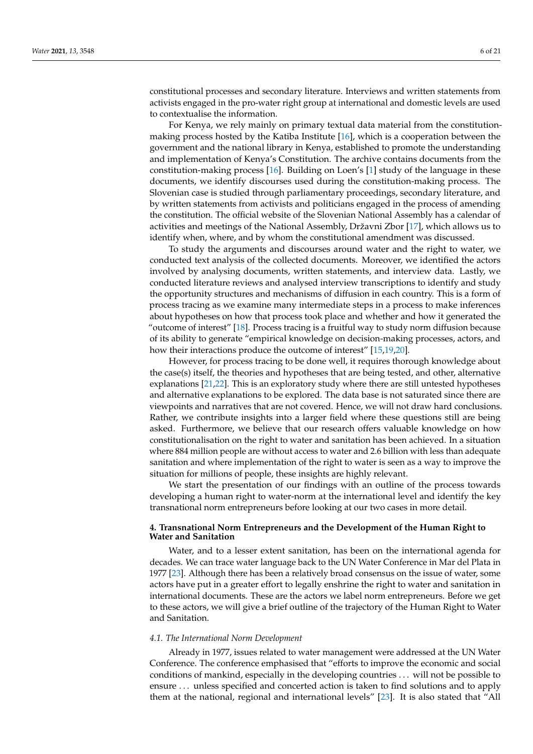constitutional processes and secondary literature. Interviews and written statements from activists engaged in the pro-water right group at international and domestic levels are used to contextualise the information.

For Kenya, we rely mainly on primary textual data material from the constitution-making process hosted by the Katiba Institute [16], which is a cooperation between the government and the national library in Kenya, established to promote the understanding and implementation of Kenya's Constitution. The archive contains documents from the constitution-making process [16]. Building on Loen's [1] study of the language in these documents, we identify discourses used during the constitution-making process. The Slovenian case is studied through parliamentary proceedings, secondary literature, and by written statements from activists and politicians engaged in the process of amending the constitution. The official website of the Slovenian National Assembly has a calendar of activities and meetings of the National Assembly, Državni Zbor [17], which allows us to identify when, where, and by whom the constitutional amendment was discussed.

To study the arguments and discourses around water and the right to water, we conducted text analysis of the collected documents. Moreover, we identified the actors involved by analysing documents, written statements, and interview data. Lastly, we conducted literature reviews and analysed interview transcriptions to identify and study the opportunity structures and mechanisms of diffusion in each country. This is a form of process tracing as we examine many intermediate steps in a process to make inferences about hypotheses on how that process took place and whether and how it generated the "outcome of interest" [18]. Process tracing is a fruitful way to study norm diffusion because of its ability to generate "empirical knowledge on decision-making processes, actors, and how their interactions produce the outcome of interest" [15,19,20].

However, for process tracing to be done well, it requires thorough knowledge about the case(s) itself, the theories and hypotheses that are being tested, and other, alternative explanations [21,22]. This is an exploratory study where there are still untested hypotheses and alternative explanations to be explored. The data base is not saturated since there are viewpoints and narratives that are not covered. Hence, we will not draw hard conclusions. Rather, we contribute insights into a larger field where these questions still are being asked. Furthermore, we believe that our research offers valuable knowledge on how constitutionalisation on the right to water and sanitation has been achieved. In a situation where 884 million people are without access to water and 2.6 billion with less than adequate sanitation and where implementation of the right to water is seen as a way to improve the situation for millions of people, these insights are highly relevant.

We start the presentation of our findings with an outline of the process towards developing a human right to water-norm at the international level and identify the key transnational norm entrepreneurs before looking at our two cases in more detail.

## 4. Transnational Norm Entrepreneurs and the Development of the Human Right to Water and Sanitation

Water, and to a lesser extent sanitation, has been on the international agenda for decades. We can trace water language back to the UN Water Conference in Mar del Plata in 1977 [23]. Although there has been a relatively broad consensus on the issue of water, some actors have put in a greater effort to legally enshrine the right to water and sanitation in international documents. These are the actors we label norm entrepreneurs. Before we get to these actors, we will give a brief outline of the trajectory of the Human Right to Water and Sanitation.

### *4.1. The International Norm Development*

Already in 1977, issues related to water management were addressed at the UN Water Conference. The conference emphasised that "efforts to improve the economic and social conditions of mankind, especially in the developing countries ... will not be possible to ensure ... unless specified and concerted action is taken to find solutions and to apply them at the national, regional and international levels" [23]. It is also stated that "All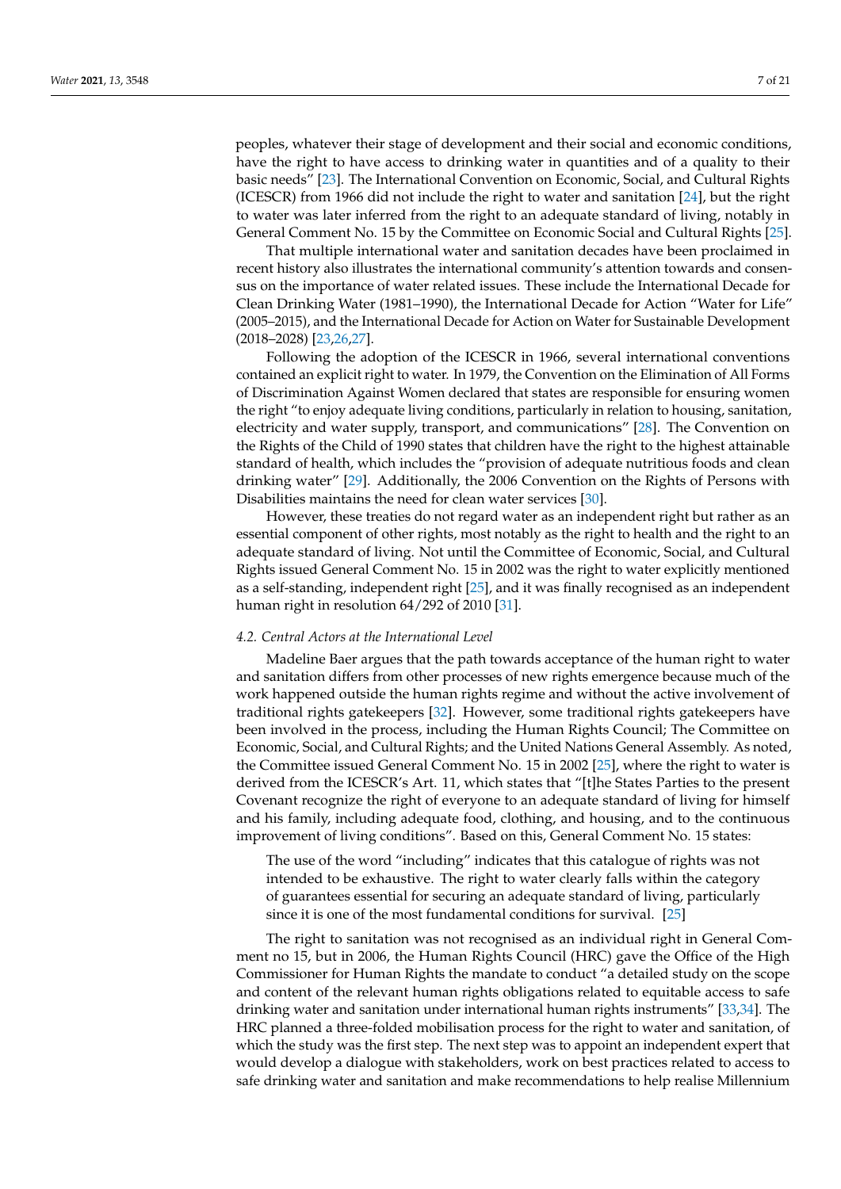peoples, whatever their stage of development and their social and economic conditions, have the right to have access to drinking water in quantities and of a quality to their basic needs" [23]. The International Convention on Economic, Social, and Cultural Rights (ICESCR) from 1966 did not include the right to water and sanitation [24], but the right to water was later inferred from the right to an adequate standard of living, notably in General Comment No. 15 by the Committee on Economic Social and Cultural Rights [25].

That multiple international water and sanitation decades have been proclaimed in recent history also illustrates the international community's attention towards and consensus on the importance of water related issues. These include the International Decade for Clean Drinking Water (1981–1990), the International Decade for Action "Water for Life" (2005–2015), and the International Decade for Action on Water for Sustainable Development (2018–2028) [23,26,27].

Following the adoption of the ICESCR in 1966, several international conventions contained an explicit right to water. In 1979, the Convention on the Elimination of All Forms of Discrimination Against Women declared that states are responsible for ensuring women the right "to enjoy adequate living conditions, particularly in relation to housing, sanitation, electricity and water supply, transport, and communications" [28]. The Convention on the Rights of the Child of 1990 states that children have the right to the highest attainable standard of health, which includes the "provision of adequate nutritious foods and clean drinking water" [29]. Additionally, the 2006 Convention on the Rights of Persons with Disabilities maintains the need for clean water services [30].

However, these treaties do not regard water as an independent right but rather as an essential component of other rights, most notably as the right to health and the right to an adequate standard of living. Not until the Committee of Economic, Social, and Cultural Rights issued General Comment No. 15 in 2002 was the right to water explicitly mentioned as a self-standing, independent right [25], and it was finally recognised as an independent human right in resolution 64/292 of 2010 [31].

### *4.2. Central Actors at the International Level*

Madeline Baer argues that the path towards acceptance of the human right to water and sanitation differs from other processes of new rights emergence because much of the work happened outside the human rights regime and without the active involvement of traditional rights gatekeepers [32]. However, some traditional rights gatekeepers have been involved in the process, including the Human Rights Council; The Committee on Economic, Social, and Cultural Rights; and the United Nations General Assembly. As noted, the Committee issued General Comment No. 15 in 2002 [25], where the right to water is derived from the ICESCR's Art. 11, which states that "[t]he States Parties to the present Covenant recognize the right of everyone to an adequate standard of living for himself and his family, including adequate food, clothing, and housing, and to the continuous improvement of living conditions". Based on this, General Comment No. 15 states:

> The use of the word "including" indicates that this catalogue of rights was not intended to be exhaustive. The right to water clearly falls within the category of guarantees essential for securing an adequate standard of living, particularly since it is one of the most fundamental conditions for survival. [25]

The right to sanitation was not recognised as an individual right in General Comment no 15, but in 2006, the Human Rights Council (HRC) gave the Office of the High Commissioner for Human Rights the mandate to conduct "a detailed study on the scope and content of the relevant human rights obligations related to equitable access to safe drinking water and sanitation under international human rights instruments" [33,34]. The HRC planned a three-folded mobilisation process for the right to water and sanitation, of which the study was the first step. The next step was to appoint an independent expert that would develop a dialogue with stakeholders, work on best practices related to access to safe drinking water and sanitation and make recommendations to help realise Millennium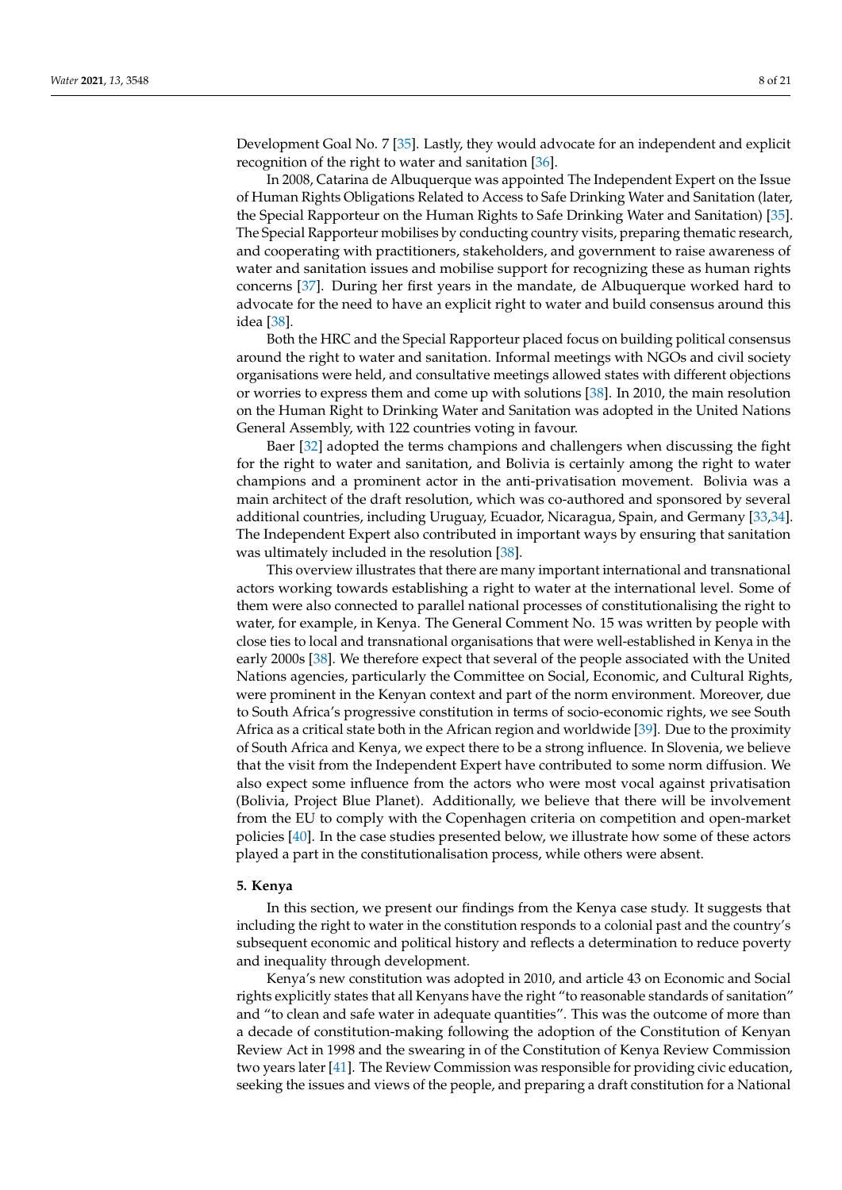Development Goal No. 7 [35]. Lastly, they would advocate for an independent and explicit recognition of the right to water and sanitation [36].

In 2008, Catarina de Albuquerque was appointed The Independent Expert on the Issue of Human Rights Obligations Related to Access to Safe Drinking Water and Sanitation (later, the Special Rapporteur on the Human Rights to Safe Drinking Water and Sanitation) [35]. The Special Rapporteur mobilises by conducting country visits, preparing thematic research, and cooperating with practitioners, stakeholders, and government to raise awareness of water and sanitation issues and mobilise support for recognizing these as human rights concerns [37]. During her first years in the mandate, de Albuquerque worked hard to advocate for the need to have an explicit right to water and build consensus around this idea [38].

Both the HRC and the Special Rapporteur placed focus on building political consensus around the right to water and sanitation. Informal meetings with NGOs and civil society organisations were held, and consultative meetings allowed states with different objections or worries to express them and come up with solutions [38]. In 2010, the main resolution on the Human Right to Drinking Water and Sanitation was adopted in the United Nations General Assembly, with 122 countries voting in favour.

Baer [32] adopted the terms champions and challengers when discussing the fight for the right to water and sanitation, and Bolivia is certainly among the right to water champions and a prominent actor in the anti-privatisation movement. Bolivia was a main architect of the draft resolution, which was co-authored and sponsored by several additional countries, including Uruguay, Ecuador, Nicaragua, Spain, and Germany [33,34]. The Independent Expert also contributed in important ways by ensuring that sanitation was ultimately included in the resolution [38].

This overview illustrates that there are many important international and transnational actors working towards establishing a right to water at the international level. Some of them were also connected to parallel national processes of constitutionalising the right to water, for example, in Kenya. The General Comment No. 15 was written by people with close ties to local and transnational organisations that were well-established in Kenya in the early 2000s [38]. We therefore expect that several of the people associated with the United Nations agencies, particularly the Committee on Social, Economic, and Cultural Rights, were prominent in the Kenyan context and part of the norm environment. Moreover, due to South Africa's progressive constitution in terms of socio-economic rights, we see South Africa as a critical state both in the African region and worldwide [39]. Due to the proximity of South Africa and Kenya, we expect there to be a strong influence. In Slovenia, we believe that the visit from the Independent Expert have contributed to some norm diffusion. We also expect some influence from the actors who were most vocal against privatisation (Bolivia, Project Blue Planet). Additionally, we believe that there will be involvement from the EU to comply with the Copenhagen criteria on competition and open-market policies [40]. In the case studies presented below, we illustrate how some of these actors played a part in the constitutionalisation process, while others were absent.

## 5. Kenya

In this section, we present our findings from the Kenya case study. It suggests that including the right to water in the constitution responds to a colonial past and the country's subsequent economic and political history and reflects a determination to reduce poverty and inequality through development.

Kenya's new constitution was adopted in 2010, and article 43 on Economic and Social rights explicitly states that all Kenyans have the right "to reasonable standards of sanitation" and "to clean and safe water in adequate quantities". This was the outcome of more than a decade of constitution-making following the adoption of the Constitution of Kenyan Review Act in 1998 and the swearing in of the Constitution of Kenya Review Commission two years later [41]. The Review Commission was responsible for providing civic education, seeking the issues and views of the people, and preparing a draft constitution for a National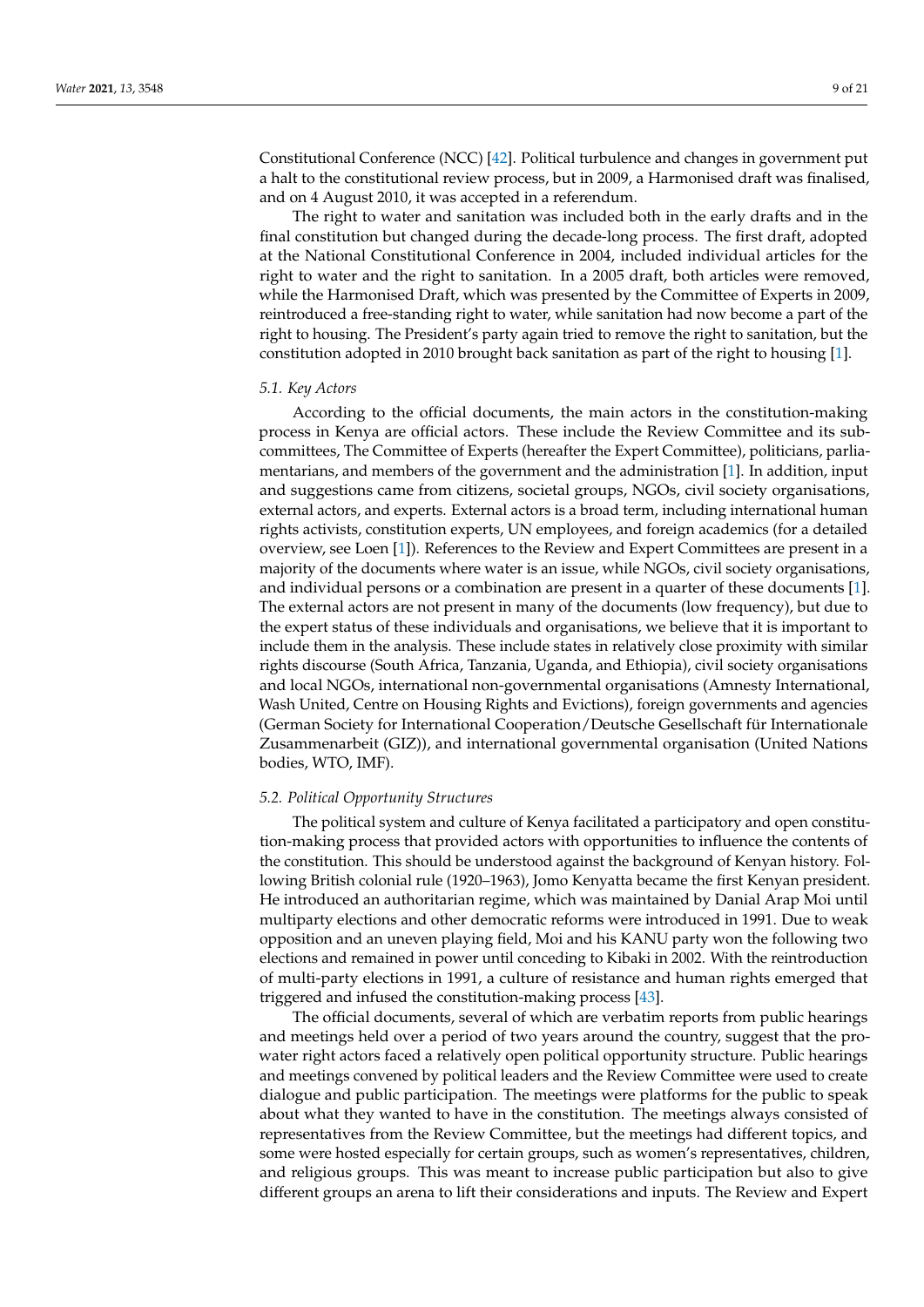Constitutional Conference (NCC) [42]. Political turbulence and changes in government put a halt to the constitutional review process, but in 2009, a Harmonised draft was finalised, and on 4 August 2010, it was accepted in a referendum.

The right to water and sanitation was included both in the early drafts and in the final constitution but changed during the decade-long process. The first draft, adopted at the National Constitutional Conference in 2004, included individual articles for the right to water and the right to sanitation. In a 2005 draft, both articles were removed, while the Harmonised Draft, which was presented by the Committee of Experts in 2009, reintroduced a free-standing right to water, while sanitation had now become a part of the right to housing. The President's party again tried to remove the right to sanitation, but the constitution adopted in 2010 brought back sanitation as part of the right to housing [1].

### 5.1. Key Actors

According to the official documents, the main actors in the constitution-making process in Kenya are official actors. These include the Review Committee and its subcommittees, The Committee of Experts (hereafter the Expert Committee), politicians, parliamentarians, and members of the government and the administration [1]. In addition, input and suggestions came from citizens, societal groups, NGOs, civil society organisations, external actors, and experts. External actors is a broad term, including international human rights activists, constitution experts, UN employees, and foreign academics (for a detailed overview, see Loen [1]). References to the Review and Expert Committees are present in a majority of the documents where water is an issue, while NGOs, civil society organisations, and individual persons or a combination are present in a quarter of these documents [1]. The external actors are not present in many of the documents (low frequency), but due to the expert status of these individuals and organisations, we believe that it is important to include them in the analysis. These include states in relatively close proximity with similar rights discourse (South Africa, Tanzania, Uganda, and Ethiopia), civil society organisations and local NGOs, international non-governmental organisations (Amnesty International, Wash United, Centre on Housing Rights and Evictions), foreign governments and agencies (German Society for International Cooperation/Deutsche Gesellschaft für Internationale Zusammenarbeit (GIZ)), and international governmental organisation (United Nations bodies, WTO, IMF).

### 5.2. Political Opportunity Structures

The political system and culture of Kenya facilitated a participatory and open constitution-making process that provided actors with opportunities to influence the contents of the constitution. This should be understood against the background of Kenyan history. Following British colonial rule (1920–1963), Jomo Kenyatta became the first Kenyan president. He introduced an authoritarian regime, which was maintained by Danial Arap Moi until multiparty elections and other democratic reforms were introduced in 1991. Due to weak opposition and an uneven playing field, Moi and his KANU party won the following two elections and remained in power until conceding to Kibaki in 2002. With the reintroduction of multi-party elections in 1991, a culture of resistance and human rights emerged that triggered and infused the constitution-making process [43].

The official documents, several of which are verbatim reports from public hearings and meetings held over a period of two years around the country, suggest that the pro-water right actors faced a relatively open political opportunity structure. Public hearings and meetings convened by political leaders and the Review Committee were used to create dialogue and public participation. The meetings were platforms for the public to speak about what they wanted to have in the constitution. The meetings always consisted of representatives from the Review Committee, but the meetings had different topics, and some were hosted especially for certain groups, such as women's representatives, children, and religious groups. This was meant to increase public participation but also to give different groups an arena to lift their considerations and inputs. The Review and Expert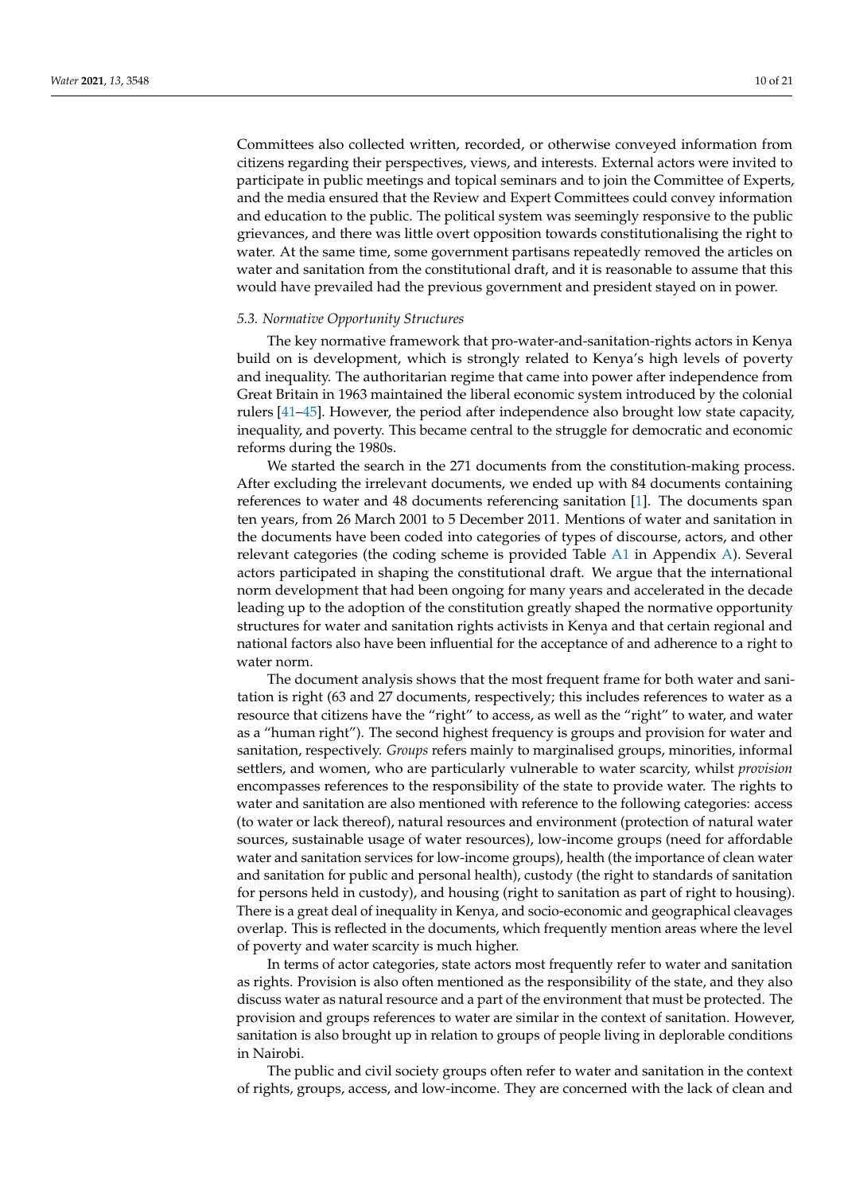Committees also collected written, recorded, or otherwise conveyed information from citizens regarding their perspectives, views, and interests. External actors were invited to participate in public meetings and topical seminars and to join the Committee of Experts, and the media ensured that the Review and Expert Committees could convey information and education to the public. The political system was seemingly responsive to the public grievances, and there was little overt opposition towards constitutionalising the right to water. At the same time, some government partisans repeatedly removed the articles on water and sanitation from the constitutional draft, and it is reasonable to assume that this would have prevailed had the previous government and president stayed on in power.

### *5.3. Normative Opportunity Structures*

The key normative framework that pro-water-and-sanitation-rights actors in Kenya build on is development, which is strongly related to Kenya's high levels of poverty and inequality. The authoritarian regime that came into power after independence from Great Britain in 1963 maintained the liberal economic system introduced by the colonial rulers [41–45]. However, the period after independence also brought low state capacity, inequality, and poverty. This became central to the struggle for democratic and economic reforms during the 1980s.

We started the search in the 271 documents from the constitution-making process. After excluding the irrelevant documents, we ended up with 84 documents containing references to water and 48 documents referencing sanitation [1]. The documents span ten years, from 26 March 2001 to 5 December 2011. Mentions of water and sanitation in the documents have been coded into categories of types of discourse, actors, and other relevant categories (the coding scheme is provided Table A1 in Appendix A). Several actors participated in shaping the constitutional draft. We argue that the international norm development that had been ongoing for many years and accelerated in the decade leading up to the adoption of the constitution greatly shaped the normative opportunity structures for water and sanitation rights activists in Kenya and that certain regional and national factors also have been influential for the acceptance of and adherence to a right to water norm.

The document analysis shows that the most frequent frame for both water and sanitation is right (63 and 27 documents, respectively; this includes references to water as a resource that citizens have the "right" to access, as well as the "right" to water, and water as a "human right"). The second highest frequency is groups and provision for water and sanitation, respectively. *Groups* refers mainly to marginalised groups, minorities, informal settlers, and women, who are particularly vulnerable to water scarcity, whilst *provision* encompasses references to the responsibility of the state to provide water. The rights to water and sanitation are also mentioned with reference to the following categories: access (to water or lack thereof), natural resources and environment (protection of natural water sources, sustainable usage of water resources), low-income groups (need for affordable water and sanitation services for low-income groups), health (the importance of clean water and sanitation for public and personal health), custody (the right to standards of sanitation for persons held in custody), and housing (right to sanitation as part of right to housing). There is a great deal of inequality in Kenya, and socio-economic and geographical cleavages overlap. This is reflected in the documents, which frequently mention areas where the level of poverty and water scarcity is much higher.

In terms of actor categories, state actors most frequently refer to water and sanitation as rights. Provision is also often mentioned as the responsibility of the state, and they also discuss water as natural resource and a part of the environment that must be protected. The provision and groups references to water are similar in the context of sanitation. However, sanitation is also brought up in relation to groups of people living in deplorable conditions in Nairobi.

The public and civil society groups often refer to water and sanitation in the context of rights, groups, access, and low-income. They are concerned with the lack of clean and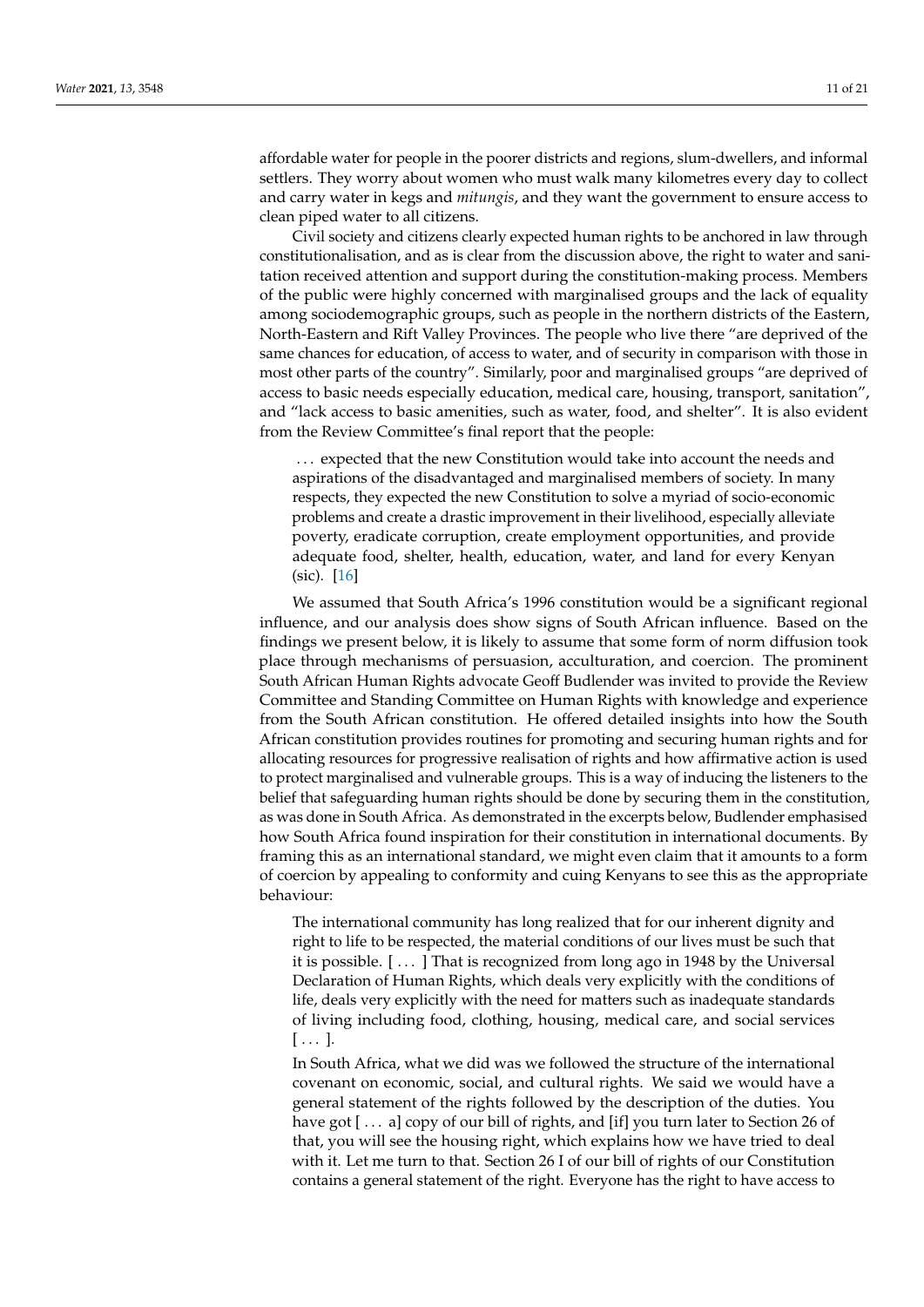affordable water for people in the poorer districts and regions, slum-dwellers, and informal settlers. They worry about women who must walk many kilometres every day to collect and carry water in kegs and *mitungis*, and they want the government to ensure access to clean piped water to all citizens.

Civil society and citizens clearly expected human rights to be anchored in law through constitutionalisation, and as is clear from the discussion above, the right to water and sanitation received attention and support during the constitution-making process. Members of the public were highly concerned with marginalised groups and the lack of equality among sociodemographic groups, such as people in the northern districts of the Eastern, North-Eastern and Rift Valley Provinces. The people who live there "are deprived of the same chances for education, of access to water, and of security in comparison with those in most other parts of the country". Similarly, poor and marginalised groups "are deprived of access to basic needs especially education, medical care, housing, transport, sanitation", and "lack access to basic amenities, such as water, food, and shelter". It is also evident from the Review Committee's final report that the people:

> … expected that the new Constitution would take into account the needs and aspirations of the disadvantaged and marginalised members of society. In many respects, they expected the new Constitution to solve a myriad of socio-economic problems and create a drastic improvement in their livelihood, especially alleviate poverty, eradicate corruption, create employment opportunities, and provide adequate food, shelter, health, education, water, and land for every Kenyan (sic). [16]

We assumed that South Africa's 1996 constitution would be a significant regional influence, and our analysis does show signs of South African influence. Based on the findings we present below, it is likely to assume that some form of norm diffusion took place through mechanisms of persuasion, acculturation, and coercion. The prominent South African Human Rights advocate Geoff Budlender was invited to provide the Review Committee and Standing Committee on Human Rights with knowledge and experience from the South African constitution. He offered detailed insights into how the South African constitution provides routines for promoting and securing human rights and for allocating resources for progressive realisation of rights and how affirmative action is used to protect marginalised and vulnerable groups. This is a way of inducing the listeners to the belief that safeguarding human rights should be done by securing them in the constitution, as was done in South Africa. As demonstrated in the excerpts below, Budlender emphasised how South Africa found inspiration for their constitution in international documents. By framing this as an international standard, we might even claim that it amounts to a form of coercion by appealing to conformity and cuing Kenyans to see this as the appropriate behaviour:

> The international community has long realized that for our inherent dignity and right to life to be respected, the material conditions of our lives must be such that it is possible. [ … ] That is recognized from long ago in 1948 by the Universal Declaration of Human Rights, which deals very explicitly with the conditions of life, deals very explicitly with the need for matters such as inadequate standards of living including food, clothing, housing, medical care, and social services [ … ].
>
> In South Africa, what we did was we followed the structure of the international covenant on economic, social, and cultural rights. We said we would have a general statement of the rights followed by the description of the duties. You have got [ … a] copy of our bill of rights, and [if] you turn later to Section 26 of that, you will see the housing right, which explains how we have tried to deal with it. Let me turn to that. Section 26 I of our bill of rights of our Constitution contains a general statement of the right. Everyone has the right to have access to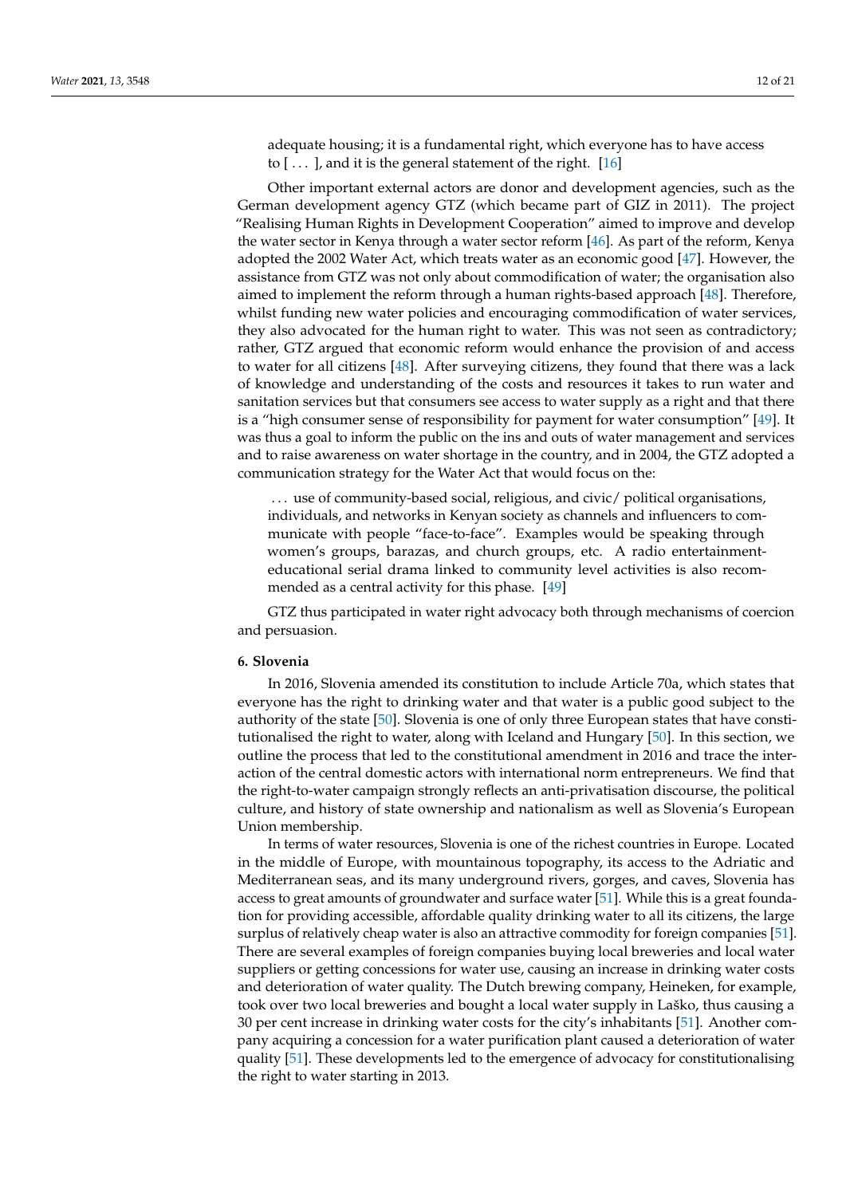> adequate housing; it is a fundamental right, which everyone has to have access to [ . . . ], and it is the general statement of the right. [16]

Other important external actors are donor and development agencies, such as the German development agency GTZ (which became part of GIZ in 2011). The project "Realising Human Rights in Development Cooperation" aimed to improve and develop the water sector in Kenya through a water sector reform [46]. As part of the reform, Kenya adopted the 2002 Water Act, which treats water as an economic good [47]. However, the assistance from GTZ was not only about commodification of water; the organisation also aimed to implement the reform through a human rights-based approach [48]. Therefore, whilst funding new water policies and encouraging commodification of water services, they also advocated for the human right to water. This was not seen as contradictory; rather, GTZ argued that economic reform would enhance the provision of and access to water for all citizens [48]. After surveying citizens, they found that there was a lack of knowledge and understanding of the costs and resources it takes to run water and sanitation services but that consumers see access to water supply as a right and that there is a "high consumer sense of responsibility for payment for water consumption" [49]. It was thus a goal to inform the public on the ins and outs of water management and services and to raise awareness on water shortage in the country, and in 2004, the GTZ adopted a communication strategy for the Water Act that would focus on the:

> . . . use of community-based social, religious, and civic/ political organisations, individuals, and networks in Kenyan society as channels and influencers to communicate with people "face-to-face". Examples would be speaking through women's groups, barazas, and church groups, etc. A radio entertainment-educational serial drama linked to community level activities is also recommended as a central activity for this phase. [49]

GTZ thus participated in water right advocacy both through mechanisms of coercion and persuasion.

## 6. Slovenia

In 2016, Slovenia amended its constitution to include Article 70a, which states that everyone has the right to drinking water and that water is a public good subject to the authority of the state [50]. Slovenia is one of only three European states that have constitutionalised the right to water, along with Iceland and Hungary [50]. In this section, we outline the process that led to the constitutional amendment in 2016 and trace the interaction of the central domestic actors with international norm entrepreneurs. We find that the right-to-water campaign strongly reflects an anti-privatisation discourse, the political culture, and history of state ownership and nationalism as well as Slovenia's European Union membership.

In terms of water resources, Slovenia is one of the richest countries in Europe. Located in the middle of Europe, with mountainous topography, its access to the Adriatic and Mediterranean seas, and its many underground rivers, gorges, and caves, Slovenia has access to great amounts of groundwater and surface water [51]. While this is a great foundation for providing accessible, affordable quality drinking water to all its citizens, the large surplus of relatively cheap water is also an attractive commodity for foreign companies [51]. There are several examples of foreign companies buying local breweries and local water suppliers or getting concessions for water use, causing an increase in drinking water costs and deterioration of water quality. The Dutch brewing company, Heineken, for example, took over two local breweries and bought a local water supply in Laško, thus causing a 30 per cent increase in drinking water costs for the city's inhabitants [51]. Another company acquiring a concession for a water purification plant caused a deterioration of water quality [51]. These developments led to the emergence of advocacy for constitutionalising the right to water starting in 2013.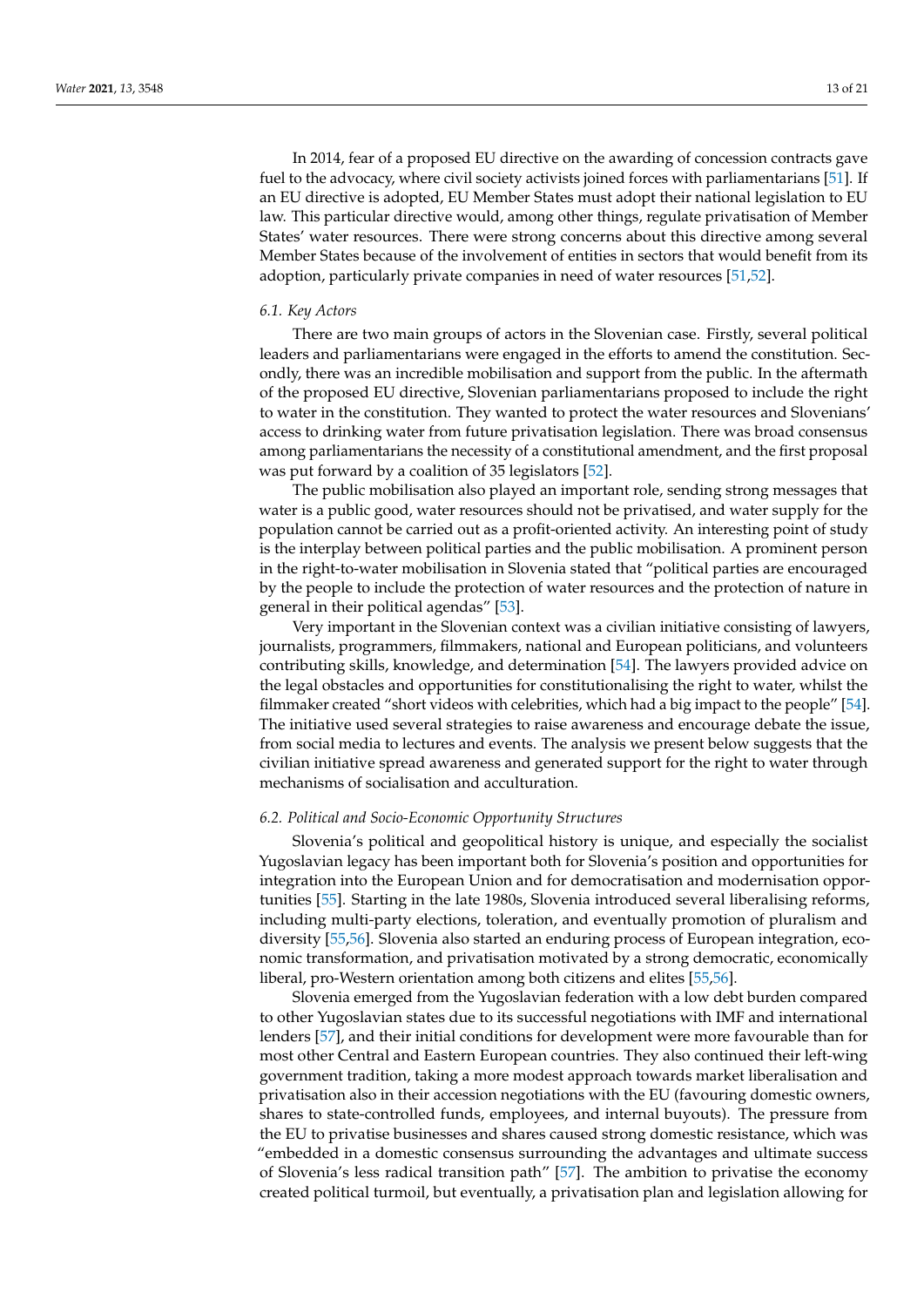In 2014, fear of a proposed EU directive on the awarding of concession contracts gave fuel to the advocacy, where civil society activists joined forces with parliamentarians [51]. If an EU directive is adopted, EU Member States must adopt their national legislation to EU law. This particular directive would, among other things, regulate privatisation of Member States' water resources. There were strong concerns about this directive among several Member States because of the involvement of entities in sectors that would benefit from its adoption, particularly private companies in need of water resources [51,52].

### 6.1. Key Actors

There are two main groups of actors in the Slovenian case. Firstly, several political leaders and parliamentarians were engaged in the efforts to amend the constitution. Secondly, there was an incredible mobilisation and support from the public. In the aftermath of the proposed EU directive, Slovenian parliamentarians proposed to include the right to water in the constitution. They wanted to protect the water resources and Slovenians' access to drinking water from future privatisation legislation. There was broad consensus among parliamentarians the necessity of a constitutional amendment, and the first proposal was put forward by a coalition of 35 legislators [52].

The public mobilisation also played an important role, sending strong messages that water is a public good, water resources should not be privatised, and water supply for the population cannot be carried out as a profit-oriented activity. An interesting point of study is the interplay between political parties and the public mobilisation. A prominent person in the right-to-water mobilisation in Slovenia stated that "political parties are encouraged by the people to include the protection of water resources and the protection of nature in general in their political agendas" [53].

Very important in the Slovenian context was a civilian initiative consisting of lawyers, journalists, programmers, filmmakers, national and European politicians, and volunteers contributing skills, knowledge, and determination [54]. The lawyers provided advice on the legal obstacles and opportunities for constitutionalising the right to water, whilst the filmmaker created "short videos with celebrities, which had a big impact to the people" [54]. The initiative used several strategies to raise awareness and encourage debate the issue, from social media to lectures and events. The analysis we present below suggests that the civilian initiative spread awareness and generated support for the right to water through mechanisms of socialisation and acculturation.

### 6.2. Political and Socio-Economic Opportunity Structures

Slovenia's political and geopolitical history is unique, and especially the socialist Yugoslavian legacy has been important both for Slovenia's position and opportunities for integration into the European Union and for democratisation and modernisation opportunities [55]. Starting in the late 1980s, Slovenia introduced several liberalising reforms, including multi-party elections, toleration, and eventually promotion of pluralism and diversity [55,56]. Slovenia also started an enduring process of European integration, economic transformation, and privatisation motivated by a strong democratic, economically liberal, pro-Western orientation among both citizens and elites [55,56].

Slovenia emerged from the Yugoslavian federation with a low debt burden compared to other Yugoslavian states due to its successful negotiations with IMF and international lenders [57], and their initial conditions for development were more favourable than for most other Central and Eastern European countries. They also continued their left-wing government tradition, taking a more modest approach towards market liberalisation and privatisation also in their accession negotiations with the EU (favouring domestic owners, shares to state-controlled funds, employees, and internal buyouts). The pressure from the EU to privatise businesses and shares caused strong domestic resistance, which was "embedded in a domestic consensus surrounding the advantages and ultimate success of Slovenia's less radical transition path" [57]. The ambition to privatise the economy created political turmoil, but eventually, a privatisation plan and legislation allowing for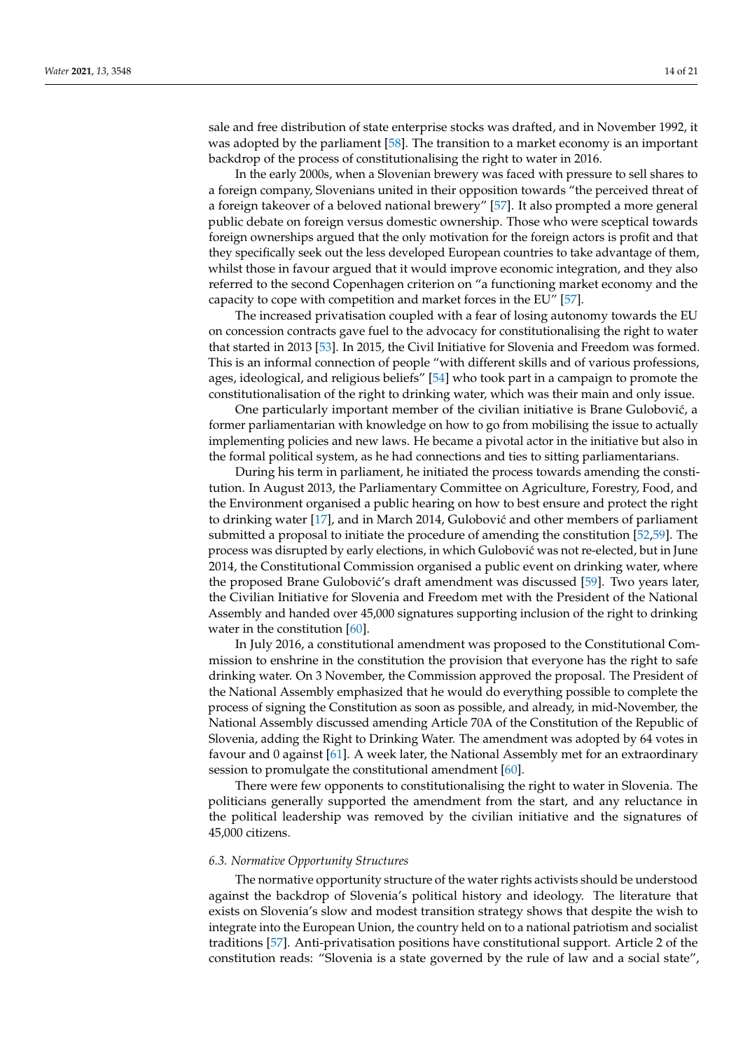sale and free distribution of state enterprise stocks was drafted, and in November 1992, it was adopted by the parliament [58]. The transition to a market economy is an important backdrop of the process of constitutionalising the right to water in 2016.

In the early 2000s, when a Slovenian brewery was faced with pressure to sell shares to a foreign company, Slovenians united in their opposition towards "the perceived threat of a foreign takeover of a beloved national brewery" [57]. It also prompted a more general public debate on foreign versus domestic ownership. Those who were sceptical towards foreign ownerships argued that the only motivation for the foreign actors is profit and that they specifically seek out the less developed European countries to take advantage of them, whilst those in favour argued that it would improve economic integration, and they also referred to the second Copenhagen criterion on "a functioning market economy and the capacity to cope with competition and market forces in the EU" [57].

The increased privatisation coupled with a fear of losing autonomy towards the EU on concession contracts gave fuel to the advocacy for constitutionalising the right to water that started in 2013 [53]. In 2015, the Civil Initiative for Slovenia and Freedom was formed. This is an informal connection of people "with different skills and of various professions, ages, ideological, and religious beliefs" [54] who took part in a campaign to promote the constitutionalisation of the right to drinking water, which was their main and only issue.

One particularly important member of the civilian initiative is Brane Golubović, a former parliamentarian with knowledge on how to go from mobilising the issue to actually implementing policies and new laws. He became a pivotal actor in the initiative but also in the formal political system, as he had connections and ties to sitting parliamentarians.

During his term in parliament, he initiated the process towards amending the constitution. In August 2013, the Parliamentary Committee on Agriculture, Forestry, Food, and the Environment organised a public hearing on how to best ensure and protect the right to drinking water [17], and in March 2014, Golubović and other members of parliament submitted a proposal to initiate the procedure of amending the constitution [52,59]. The process was disrupted by early elections, in which Golubović was not re-elected, but in June 2014, the Constitutional Commission organised a public event on drinking water, where the proposed Brane Golubović's draft amendment was discussed [59]. Two years later, the Civilian Initiative for Slovenia and Freedom met with the President of the National Assembly and handed over 45,000 signatures supporting inclusion of the right to drinking water in the constitution [60].

In July 2016, a constitutional amendment was proposed to the Constitutional Commission to enshrine in the constitution the provision that everyone has the right to safe drinking water. On 3 November, the Commission approved the proposal. The President of the National Assembly emphasized that he would do everything possible to complete the process of signing the Constitution as soon as possible, and already, in mid-November, the National Assembly discussed amending Article 70A of the Constitution of the Republic of Slovenia, adding the Right to Drinking Water. The amendment was adopted by 64 votes in favour and 0 against [61]. A week later, the National Assembly met for an extraordinary session to promulgate the constitutional amendment [60].

There were few opponents to constitutionalising the right to water in Slovenia. The politicians generally supported the amendment from the start, and any reluctance in the political leadership was removed by the civilian initiative and the signatures of 45,000 citizens.

### 6.3. Normative Opportunity Structures

The normative opportunity structure of the water rights activists should be understood against the backdrop of Slovenia's political history and ideology. The literature that exists on Slovenia's slow and modest transition strategy shows that despite the wish to integrate into the European Union, the country held on to a national patriotism and socialist traditions [57]. Anti-privatisation positions have constitutional support. Article 2 of the constitution reads: "Slovenia is a state governed by the rule of law and a social state",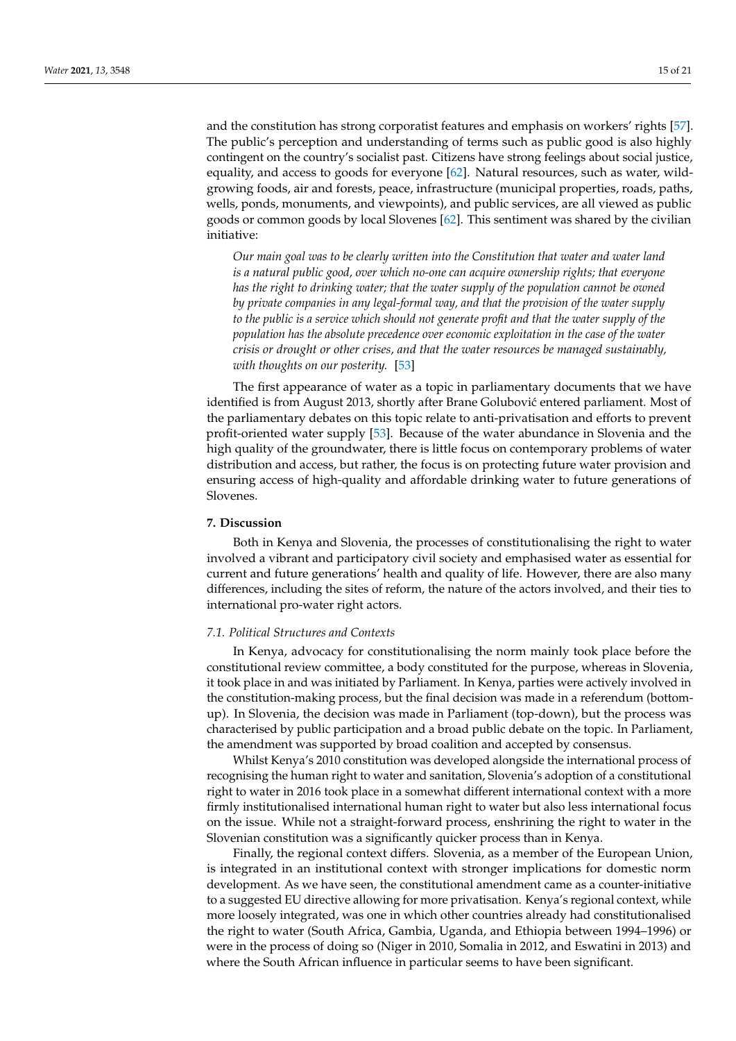and the constitution has strong corporatist features and emphasis on workers' rights [57]. The public's perception and understanding of terms such as public good is also highly contingent on the country's socialist past. Citizens have strong feelings about social justice, equality, and access to goods for everyone [62]. Natural resources, such as water, wild-growing foods, air and forests, peace, infrastructure (municipal properties, roads, paths, wells, ponds, monuments, and viewpoints), and public services, are all viewed as public goods or common goods by local Slovenes [62]. This sentiment was shared by the civilian initiative:

> *Our main goal was to be clearly written into the Constitution that water and water land is a natural public good, over which no-one can acquire ownership rights; that everyone has the right to drinking water; that the water supply of the population cannot be owned by private companies in any legal-formal way, and that the provision of the water supply to the public is a service which should not generate profit and that the water supply of the population has the absolute precedence over economic exploitation in the case of the water crisis or drought or other crises, and that the water resources be managed sustainably, with thoughts on our posterity.* [53]

The first appearance of water as a topic in parliamentary documents that we have identified is from August 2013, shortly after Brane Golubović entered parliament. Most of the parliamentary debates on this topic relate to anti-privatisation and efforts to prevent profit-oriented water supply [53]. Because of the water abundance in Slovenia and the high quality of the groundwater, there is little focus on contemporary problems of water distribution and access, but rather, the focus is on protecting future water provision and ensuring access of high-quality and affordable drinking water to future generations of Slovenes.

## 7. Discussion

Both in Kenya and Slovenia, the processes of constitutionalising the right to water involved a vibrant and participatory civil society and emphasised water as essential for current and future generations' health and quality of life. However, there are also many differences, including the sites of reform, the nature of the actors involved, and their ties to international pro-water right actors.

### 7.1. Political Structures and Contexts

In Kenya, advocacy for constitutionalising the norm mainly took place before the constitutional review committee, a body constituted for the purpose, whereas in Slovenia, it took place in and was initiated by Parliament. In Kenya, parties were actively involved in the constitution-making process, but the final decision was made in a referendum (bottom-up). In Slovenia, the decision was made in Parliament (top-down), but the process was characterised by public participation and a broad public debate on the topic. In Parliament, the amendment was supported by broad coalition and accepted by consensus.

Whilst Kenya's 2010 constitution was developed alongside the international process of recognising the human right to water and sanitation, Slovenia's adoption of a constitutional right to water in 2016 took place in a somewhat different international context with a more firmly institutionalised international human right to water but also less international focus on the issue. While not a straight-forward process, enshrining the right to water in the Slovenian constitution was a significantly quicker process than in Kenya.

Finally, the regional context differs. Slovenia, as a member of the European Union, is integrated in an institutional context with stronger implications for domestic norm development. As we have seen, the constitutional amendment came as a counter-initiative to a suggested EU directive allowing for more privatisation. Kenya's regional context, while more loosely integrated, was one in which other countries already had constitutionalised the right to water (South Africa, Gambia, Uganda, and Ethiopia between 1994–1996) or were in the process of doing so (Niger in 2010, Somalia in 2012, and Eswatini in 2013) and where the South African influence in particular seems to have been significant.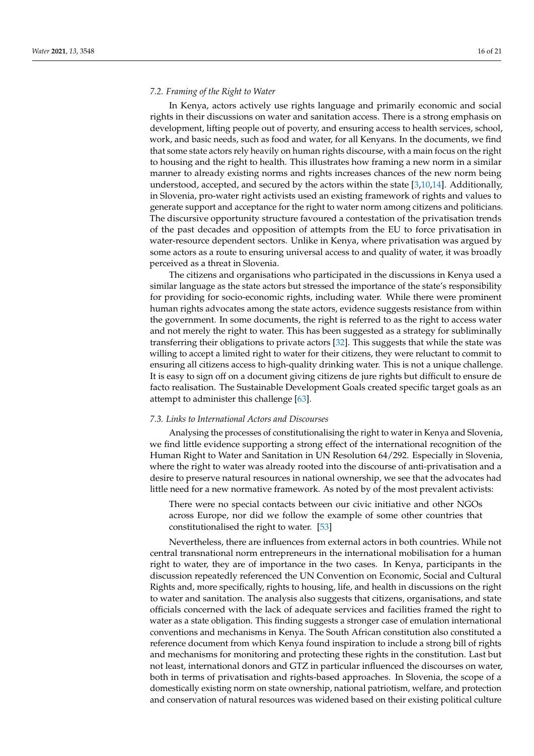### 7.2. Framing of the Right to Water

In Kenya, actors actively use rights language and primarily economic and social rights in their discussions on water and sanitation access. There is a strong emphasis on development, lifting people out of poverty, and ensuring access to health services, school, work, and basic needs, such as food and water, for all Kenyans. In the documents, we find that some state actors rely heavily on human rights discourse, with a main focus on the right to housing and the right to health. This illustrates how framing a new norm in a similar manner to already existing norms and rights increases chances of the new norm being understood, accepted, and secured by the actors within the state [3,10,14]. Additionally, in Slovenia, pro-water right activists used an existing framework of rights and values to generate support and acceptance for the right to water norm among citizens and politicians. The discursive opportunity structure favoured a contestation of the privatisation trends of the past decades and opposition of attempts from the EU to force privatisation in water-resource dependent sectors. Unlike in Kenya, where privatisation was argued by some actors as a route to ensuring universal access to and quality of water, it was broadly perceived as a threat in Slovenia.

The citizens and organisations who participated in the discussions in Kenya used a similar language as the state actors but stressed the importance of the state's responsibility for providing for socio-economic rights, including water. While there were prominent human rights advocates among the state actors, evidence suggests resistance from within the government. In some documents, the right is referred to as the right to access water and not merely the right to water. This has been suggested as a strategy for subliminally transferring their obligations to private actors [32]. This suggests that while the state was willing to accept a limited right to water for their citizens, they were reluctant to commit to ensuring all citizens access to high-quality drinking water. This is not a unique challenge. It is easy to sign off on a document giving citizens de jure rights but difficult to ensure de facto realisation. The Sustainable Development Goals created specific target goals as an attempt to administer this challenge [63].

### 7.3. Links to International Actors and Discourses

Analysing the processes of constitutionalising the right to water in Kenya and Slovenia, we find little evidence supporting a strong effect of the international recognition of the Human Right to Water and Sanitation in UN Resolution 64/292. Especially in Slovenia, where the right to water was already rooted into the discourse of anti-privatisation and a desire to preserve natural resources in national ownership, we see that the advocates had little need for a new normative framework. As noted by of the most prevalent activists:

> There were no special contacts between our civic initiative and other NGOs across Europe, nor did we follow the example of some other countries that constitutionalised the right to water. [53]

Nevertheless, there are influences from external actors in both countries. While not central transnational norm entrepreneurs in the international mobilisation for a human right to water, they are of importance in the two cases. In Kenya, participants in the discussion repeatedly referenced the UN Convention on Economic, Social and Cultural Rights and, more specifically, rights to housing, life, and health in discussions on the right to water and sanitation. The analysis also suggests that citizens, organisations, and state officials concerned with the lack of adequate services and facilities framed the right to water as a state obligation. This finding suggests a stronger case of emulation international conventions and mechanisms in Kenya. The South African constitution also constituted a reference document from which Kenya found inspiration to include a strong bill of rights and mechanisms for monitoring and protecting these rights in the constitution. Last but not least, international donors and GTZ in particular influenced the discourses on water, both in terms of privatisation and rights-based approaches. In Slovenia, the scope of a domestically existing norm on state ownership, national patriotism, welfare, and protection and conservation of natural resources was widened based on their existing political culture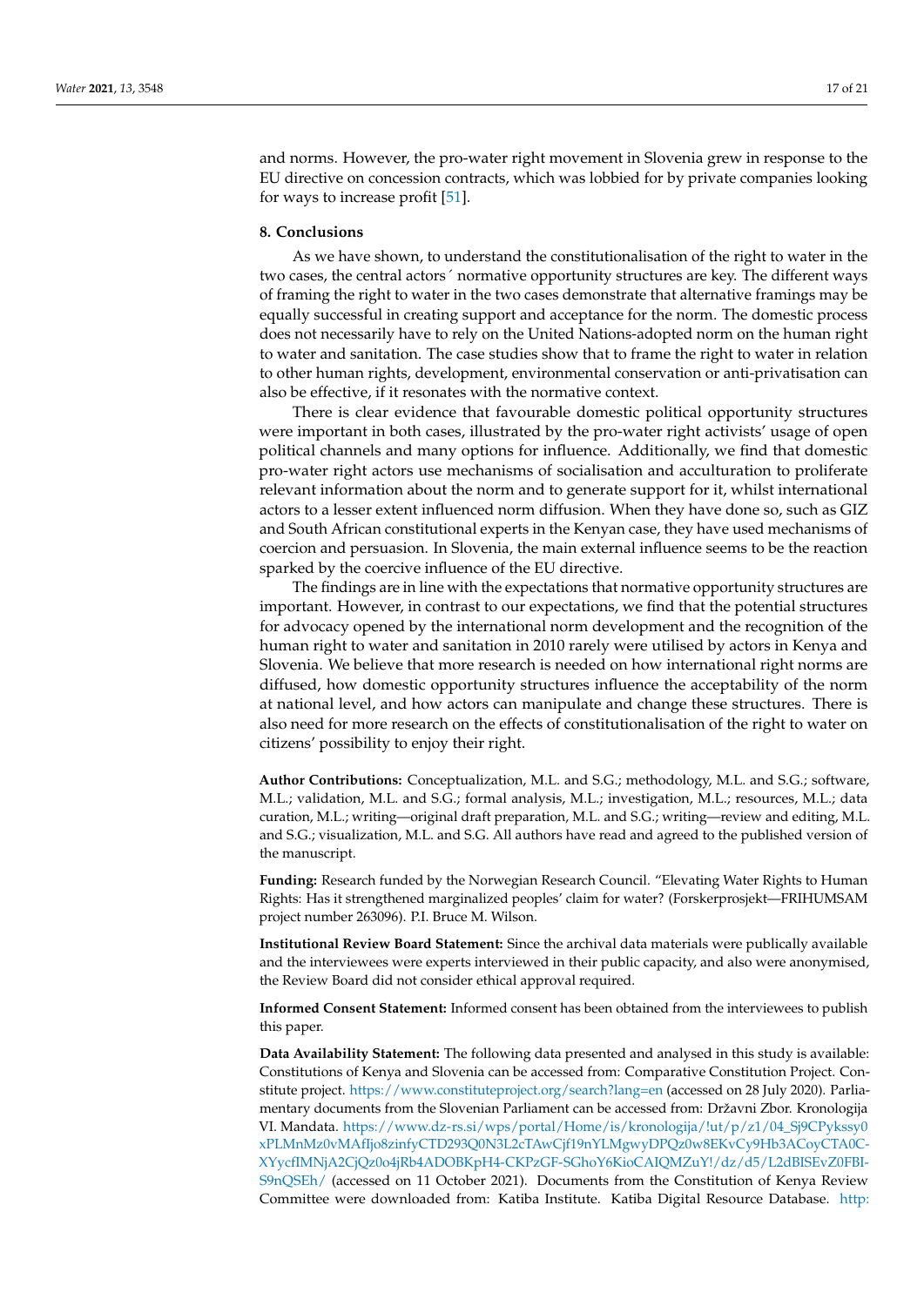and norms. However, the pro-water right movement in Slovenia grew in response to the EU directive on concession contracts, which was lobbied for by private companies looking for ways to increase profit [51].

## 8. Conclusions

As we have shown, to understand the constitutionalisation of the right to water in the two cases, the central actors´ normative opportunity structures are key. The different ways of framing the right to water in the two cases demonstrate that alternative framings may be equally successful in creating support and acceptance for the norm. The domestic process does not necessarily have to rely on the United Nations-adopted norm on the human right to water and sanitation. The case studies show that to frame the right to water in relation to other human rights, development, environmental conservation or anti-privatisation can also be effective, if it resonates with the normative context.

There is clear evidence that favourable domestic political opportunity structures were important in both cases, illustrated by the pro-water right activists' usage of open political channels and many options for influence. Additionally, we find that domestic pro-water right actors use mechanisms of socialisation and acculturation to proliferate relevant information about the norm and to generate support for it, whilst international actors to a lesser extent influenced norm diffusion. When they have done so, such as GIZ and South African constitutional experts in the Kenyan case, they have used mechanisms of coercion and persuasion. In Slovenia, the main external influence seems to be the reaction sparked by the coercive influence of the EU directive.

The findings are in line with the expectations that normative opportunity structures are important. However, in contrast to our expectations, we find that the potential structures for advocacy opened by the international norm development and the recognition of the human right to water and sanitation in 2010 rarely were utilised by actors in Kenya and Slovenia. We believe that more research is needed on how international right norms are diffused, how domestic opportunity structures influence the acceptability of the norm at national level, and how actors can manipulate and change these structures. There is also need for more research on the effects of constitutionalisation of the right to water on citizens' possibility to enjoy their right.

**Author Contributions:** Conceptualization, M.L. and S.G.; methodology, M.L. and S.G.; software, M.L.; validation, M.L. and S.G.; formal analysis, M.L.; investigation, M.L.; resources, M.L.; data curation, M.L.; writing—original draft preparation, M.L. and S.G.; writing—review and editing, M.L. and S.G.; visualization, M.L. and S.G. All authors have read and agreed to the published version of the manuscript.

**Funding:** Research funded by the Norwegian Research Council. "Elevating Water Rights to Human Rights: Has it strengthened marginalized peoples' claim for water? (Forskerprosjekt—FRIHUMSAM project number 263096). P.I. Bruce M. Wilson.

**Institutional Review Board Statement:** Since the archival data materials were publically available and the interviewees were experts interviewed in their public capacity, and also were anonymised, the Review Board did not consider ethical approval required.

**Informed Consent Statement:** Informed consent has been obtained from the interviewees to publish this paper.

**Data Availability Statement:** The following data presented and analysed in this study is available: Constitutions of Kenya and Slovenia can be accessed from: Comparative Constitution Project. Constitute project. https://www.constituteproject.org/search?lang=en (accessed on 28 July 2020). Parliamentary documents from the Slovenian Parliament can be accessed from: Državni Zbor. Kronologija VI. Mandata. https://www.dz-rs.si/wps/portal/Home/is/kronologija/!ut/p/z1/04_Sj9CPykssy0xPLMnMz0vMAfIjo8zinfyCTD293Q0N3L2cTAwCjf19nYLMgwyDPQz0w8EKvCy9Hb3ACoyCTA0C-XYycfIMNjA2CjQz0o4jRb4ADOBKpH4-CKPzGF-SGhoY6KioCAIQMZuY!/dz/d5/L2dBISEvZ0FBIS9nQSEh/ (accessed on 11 October 2021). Documents from the Constitution of Kenya Review Committee were downloaded from: Katiba Institute. Katiba Digital Resource Database. http: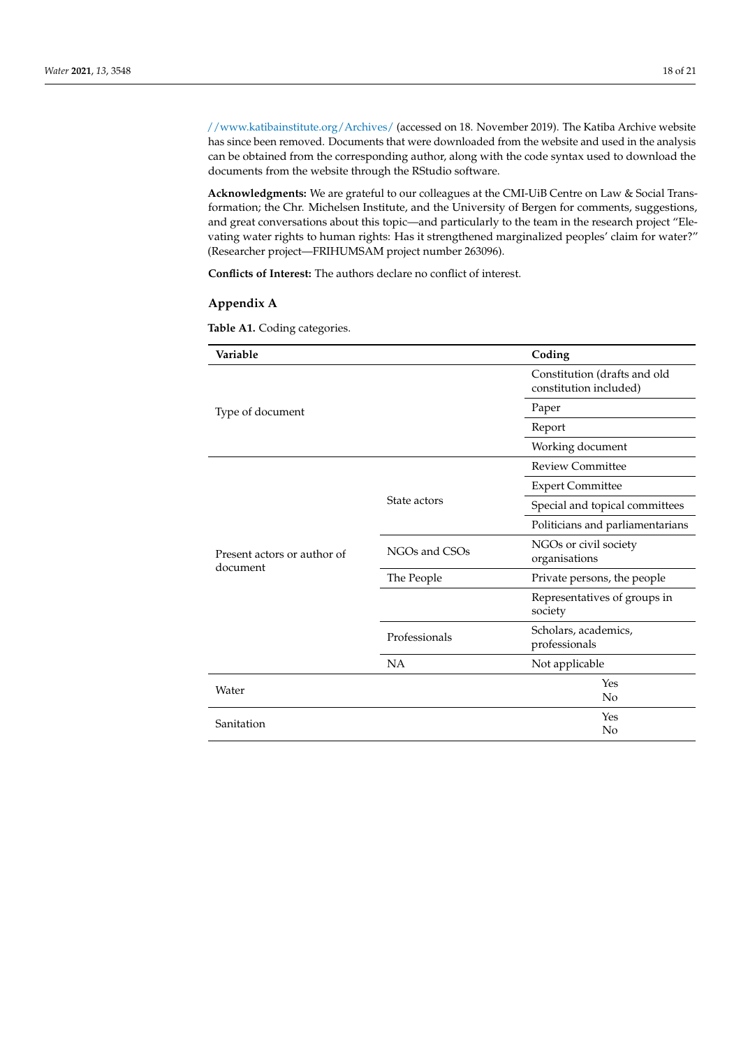//www.katibainstitute.org/Archives/ (accessed on 18. November 2019). The Katiba Archive website has since been removed. Documents that were downloaded from the website and used in the analysis can be obtained from the corresponding author, along with the code syntax used to download the documents from the website through the RStudio software.

**Acknowledgments:** We are grateful to our colleagues at the CMI-UiB Centre on Law & Social Transformation; the Chr. Michelsen Institute, and the University of Bergen for comments, suggestions, and great conversations about this topic—and particularly to the team in the research project "Elevating water rights to human rights: Has it strengthened marginalized peoples' claim for water?" (Researcher project—FRIHUMSAM project number 263096).

**Conflicts of Interest:** The authors declare no conflict of interest.

## Appendix A

**Table A1.** Coding categories.

| Variable | | Coding |
|---|---|---|
| Type of document | | Constitution (drafts and old constitution included) |
| | | Paper |
| | | Report |
| | | Working document |
| Present actors or author of document | State actors | Review Committee |
| | | Expert Committee |
| | | Special and topical committees |
| | | Politicians and parliamentarians |
| | NGOs and CSOs | NGOs or civil society organisations |
| | The People | Private persons, the people |
| | | Representatives of groups in society |
| | Professionals | Scholars, academics, professionals |
| | NA | Not applicable |
| Water | | Yes<br>No |
| Sanitation | | Yes<br>No |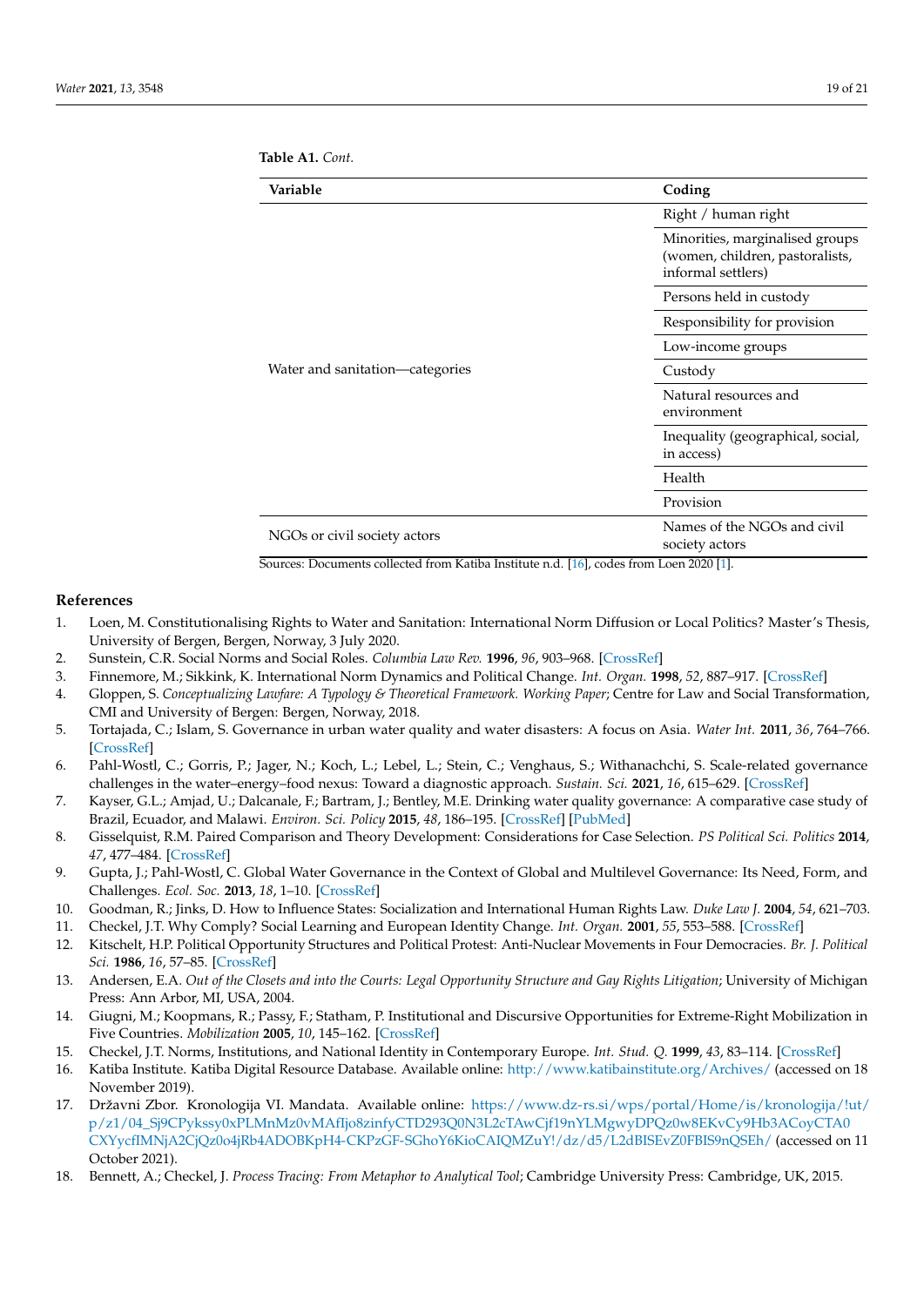**Table A1.** *Cont.*

| Variable | Coding |
| --- | --- |
| Water and sanitation—categories | Right / human right |
| | Minorities, marginalised groups (women, children, pastoralists, informal settlers) |
| | Persons held in custody |
| | Responsibility for provision |
| | Low-income groups |
| | Custody |
| | Natural resources and environment |
| | Inequality (geographical, social, in access) |
| | Health |
| | Provision |
| NGOs or civil society actors | Names of the NGOs and civil society actors |

Sources: Documents collected from Katiba Institute n.d. [16], codes from Loen 2020 [1].

## References

1. Loen, M. Constitutionalising Rights to Water and Sanitation: International Norm Diffusion or Local Politics? Master's Thesis, University of Bergen, Bergen, Norway, 3 July 2020.
2. Sunstein, C.R. Social Norms and Social Roles. *Columbia Law Rev.* **1996**, *96*, 903–968. [CrossRef]
3. Finnemore, M.; Sikkink, K. International Norm Dynamics and Political Change. *Int. Organ.* **1998**, *52*, 887–917. [CrossRef]
4. Gloppen, S. *Conceptualizing Lawfare: A Typology & Theoretical Framework. Working Paper*; Centre for Law and Social Transformation, CMI and University of Bergen: Bergen, Norway, 2018.
5. Tortajada, C.; Islam, S. Governance in urban water quality and water disasters: A focus on Asia. *Water Int.* **2011**, *36*, 764–766. [CrossRef]
6. Pahl-Wostl, C.; Gorris, P.; Jager, N.; Koch, L.; Lebel, L.; Stein, C.; Venghaus, S.; Withanachchi, S. Scale-related governance challenges in the water–energy–food nexus: Toward a diagnostic approach. *Sustain. Sci.* **2021**, *16*, 615–629. [CrossRef]
7. Kayser, G.L.; Amjad, U.; Dalcanale, F.; Bartram, J.; Bentley, M.E. Drinking water quality governance: A comparative case study of Brazil, Ecuador, and Malawi. *Environ. Sci. Policy* **2015**, *48*, 186–195. [CrossRef] [PubMed]
8. Gisselquist, R.M. Paired Comparison and Theory Development: Considerations for Case Selection. *PS Political Sci. Politics* **2014**, *47*, 477–484. [CrossRef]
9. Gupta, J.; Pahl-Wostl, C. Global Water Governance in the Context of Global and Multilevel Governance: Its Need, Form, and Challenges. *Ecol. Soc.* **2013**, *18*, 1–10. [CrossRef]
10. Goodman, R.; Jinks, D. How to Influence States: Socialization and International Human Rights Law. *Duke Law J.* **2004**, *54*, 621–703.
11. Checkel, J.T. Why Comply? Social Learning and European Identity Change. *Int. Organ.* **2001**, *55*, 553–588. [CrossRef]
12. Kitschelt, H.P. Political Opportunity Structures and Political Protest: Anti-Nuclear Movements in Four Democracies. *Br. J. Political Sci.* **1986**, *16*, 57–85. [CrossRef]
13. Andersen, E.A. *Out of the Closets and into the Courts: Legal Opportunity Structure and Gay Rights Litigation*; University of Michigan Press: Ann Arbor, MI, USA, 2004.
14. Giugni, M.; Koopmans, R.; Passy, F.; Statham, P. Institutional and Discursive Opportunities for Extreme-Right Mobilization in Five Countries. *Mobilization* **2005**, *10*, 145–162. [CrossRef]
15. Checkel, J.T. Norms, Institutions, and National Identity in Contemporary Europe. *Int. Stud. Q.* **1999**, *43*, 83–114. [CrossRef]
16. Katiba Institute. Katiba Digital Resource Database. Available online: http://www.katibainstitute.org/Archives/ (accessed on 18 November 2019).
17. Državni Zbor. Kronologija VI. Mandata. Available online: https://www.dz-rs.si/wps/portal/Home/is/kronologija/!ut/p/z1/04_Sj9CPykssy0xPLMnMz0vMAfIjo8zinfyCTD293Q0N3L2cTAwCjf19nYLMgwyDPQz0w8EKvCy9Hb3ACoyCTA0CXYycfIMNjA2CjQz0o4jRb4ADOBKpH4-CKPzGF-SGhoY6KioCAIQMZuY!/dz/d5/L2dBISEvZ0FBIS9nQSEh/ (accessed on 11 October 2021).
18. Bennett, A.; Checkel, J. *Process Tracing: From Metaphor to Analytical Tool*; Cambridge University Press: Cambridge, UK, 2015.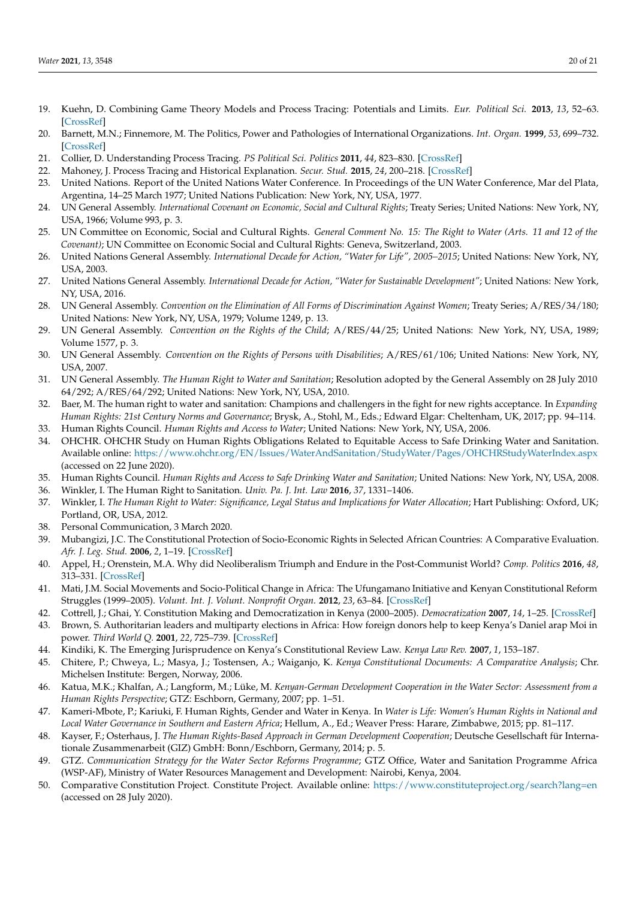19. Kuehn, D. Combining Game Theory Models and Process Tracing: Potentials and Limits. *Eur. Political Sci.* **2013**, *13*, 52–63. [CrossRef]
20. Barnett, M.N.; Finnemore, M. The Politics, Power and Pathologies of International Organizations. *Int. Organ.* **1999**, *53*, 699–732. [CrossRef]
21. Collier, D. Understanding Process Tracing. *PS Political Sci. Politics* **2011**, *44*, 823–830. [CrossRef]
22. Mahoney, J. Process Tracing and Historical Explanation. *Secur. Stud.* **2015**, *24*, 200–218. [CrossRef]
23. United Nations. Report of the United Nations Water Conference. In Proceedings of the UN Water Conference, Mar del Plata, Argentina, 14–25 March 1977; United Nations Publication: New York, NY, USA, 1977.
24. UN General Assembly. *International Covenant on Economic, Social and Cultural Rights*; Treaty Series; United Nations: New York, NY, USA, 1966; Volume 993, p. 3.
25. UN Committee on Economic, Social and Cultural Rights. *General Comment No. 15: The Right to Water (Arts. 11 and 12 of the Covenant)*; UN Committee on Economic Social and Cultural Rights: Geneva, Switzerland, 2003.
26. United Nations General Assembly. *International Decade for Action, "Water for Life", 2005–2015*; United Nations: New York, NY, USA, 2003.
27. United Nations General Assembly. *International Decade for Action, "Water for Sustainable Development"*; United Nations: New York, NY, USA, 2016.
28. UN General Assembly. *Convention on the Elimination of All Forms of Discrimination Against Women*; Treaty Series; A/RES/34/180; United Nations: New York, NY, USA, 1979; Volume 1249, p. 13.
29. UN General Assembly. *Convention on the Rights of the Child*; A/RES/44/25; United Nations: New York, NY, USA, 1989; Volume 1577, p. 3.
30. UN General Assembly. *Convention on the Rights of Persons with Disabilities*; A/RES/61/106; United Nations: New York, NY, USA, 2007.
31. UN General Assembly. *The Human Right to Water and Sanitation*; Resolution adopted by the General Assembly on 28 July 2010 64/292; A/RES/64/292; United Nations: New York, NY, USA, 2010.
32. Baer, M. The human right to water and sanitation: Champions and challengers in the fight for new rights acceptance. In *Expanding Human Rights: 21st Century Norms and Governance*; Brysk, A., Stohl, M., Eds.; Edward Elgar: Cheltenham, UK, 2017; pp. 94–114.
33. Human Rights Council. *Human Rights and Access to Water*; United Nations: New York, NY, USA, 2006.
34. OHCHR. OHCHR Study on Human Rights Obligations Related to Equitable Access to Safe Drinking Water and Sanitation. Available online: https://www.ohchr.org/EN/Issues/WaterAndSanitation/StudyWater/Pages/OHCHRStudyWaterIndex.aspx (accessed on 22 June 2020).
35. Human Rights Council. *Human Rights and Access to Safe Drinking Water and Sanitation*; United Nations: New York, NY, USA, 2008.
36. Winkler, I. The Human Right to Sanitation. *Univ. Pa. J. Int. Law* **2016**, *37*, 1331–1406.
37. Winkler, I. *The Human Right to Water: Significance, Legal Status and Implications for Water Allocation*; Hart Publishing: Oxford, UK; Portland, OR, USA, 2012.
38. Personal Communication, 3 March 2020.
39. Mubangizi, J.C. The Constitutional Protection of Socio-Economic Rights in Selected African Countries: A Comparative Evaluation. *Afr. J. Leg. Stud.* **2006**, *2*, 1–19. [CrossRef]
40. Appel, H.; Orenstein, M.A. Why did Neoliberalism Triumph and Endure in the Post-Communist World? *Comp. Politics* **2016**, *48*, 313–331. [CrossRef]
41. Mati, J.M. Social Movements and Socio-Political Change in Africa: The Ufungamano Initiative and Kenyan Constitutional Reform Struggles (1999–2005). *Volunt. Int. J. Volunt. Nonprofit Organ.* **2012**, *23*, 63–84. [CrossRef]
42. Cottrell, J.; Ghai, Y. Constitution Making and Democratization in Kenya (2000–2005). *Democratization* **2007**, *14*, 1–25. [CrossRef]
43. Brown, S. Authoritarian leaders and multiparty elections in Africa: How foreign donors help to keep Kenya's Daniel arap Moi in power. *Third World Q.* **2001**, *22*, 725–739. [CrossRef]
44. Kindiki, K. The Emerging Jurisprudence on Kenya's Constitutional Review Law. *Kenya Law Rev.* **2007**, *1*, 153–187.
45. Chitere, P.; Chweya, L.; Masya, J.; Tostensen, A.; Waiganjo, K. *Kenya Constitutional Documents: A Comparative Analysis*; Chr. Michelsen Institute: Bergen, Norway, 2006.
46. Katua, M.K.; Khalfan, A.; Langform, M.; Lüke, M. *Kenyan-German Development Cooperation in the Water Sector: Assessment from a Human Rights Perspective*; GTZ: Eschborn, Germany, 2007; pp. 1–51.
47. Kameri-Mbote, P.; Kariuki, F. Human Rights, Gender and Water in Kenya. In *Water is Life: Women's Human Rights in National and Local Water Governance in Southern and Eastern Africa*; Hellum, A., Ed.; Weaver Press: Harare, Zimbabwe, 2015; pp. 81–117.
48. Kayser, F.; Osterhaus, J. *The Human Rights-Based Approach in German Development Cooperation*; Deutsche Gesellschaft für Internationale Zusammenarbeit (GIZ) GmbH: Bonn/Eschborn, Germany, 2014; p. 5.
49. GTZ. *Communication Strategy for the Water Sector Reforms Programme*; GTZ Office, Water and Sanitation Programme Africa (WSP-AF), Ministry of Water Resources Management and Development: Nairobi, Kenya, 2004.
50. Comparative Constitution Project. Constitute Project. Available online: https://www.constituteproject.org/search?lang=en (accessed on 28 July 2020).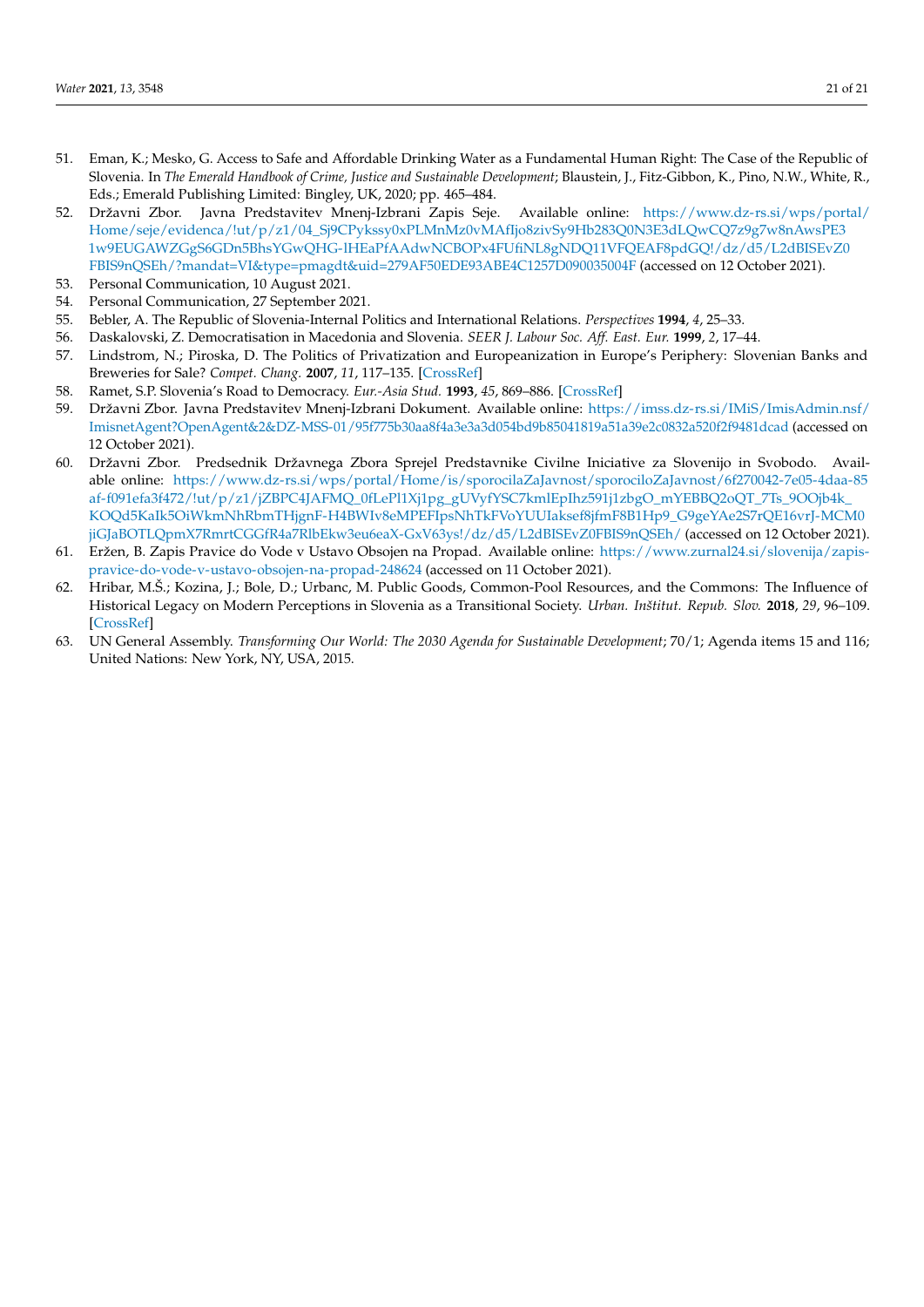51. Eman, K.; Mesko, G. Access to Safe and Affordable Drinking Water as a Fundamental Human Right: The Case of the Republic of Slovenia. In *The Emerald Handbook of Crime, Justice and Sustainable Development*; Blaustein, J., Fitz-Gibbon, K., Pino, N.W., White, R., Eds.; Emerald Publishing Limited: Bingley, UK, 2020; pp. 465–484.
52. Državni Zbor. Javna Predstavitev Mnenj-Izbrani Zapis Seje. Available online: https://www.dz-rs.si/wps/portal/Home/seje/evidenca/!ut/p/z1/04_Sj9CPykssy0xPLMnMz0vMAfIjo8zivSy9Hb283Q0N3E3dLQwCQ7z9g7w8nAwsPE31w9EUGAWZGgS6GDn5BhsYGwQHG-lHEaPfAAdwNCBOPx4FUfiNL8gNDQ11VFQEAF8pdGQ!/dz/d5/L2dBISEvZ0FBIS9nQSEh/?mandat=VI&type=pmagdt&uid=279AF50EDE93ABE4C1257D090035004F (accessed on 12 October 2021).
53. Personal Communication, 10 August 2021.
54. Personal Communication, 27 September 2021.
55. Bebler, A. The Republic of Slovenia-Internal Politics and International Relations. *Perspectives* **1994**, *4*, 25–33.
56. Daskalovski, Z. Democratisation in Macedonia and Slovenia. *SEER J. Labour Soc. Aff. East. Eur.* **1999**, *2*, 17–44.
57. Lindstrom, N.; Piroska, D. The Politics of Privatization and Europeanization in Europe's Periphery: Slovenian Banks and Breweries for Sale? *Compet. Chang.* **2007**, *11*, 117–135. [CrossRef]
58. Ramet, S.P. Slovenia's Road to Democracy. *Eur.-Asia Stud.* **1993**, *45*, 869–886. [CrossRef]
59. Državni Zbor. Javna Predstavitev Mnenj-Izbrani Dokument. Available online: https://imss.dz-rs.si/IMiS/ImisAdmin.nsf/ImisnetAgent?OpenAgent&2&DZ-MSS-01/95f775b30aa8f4a3e3a3d054bd9b85041819a51a39e2c0832a520f2f9481dcad (accessed on 12 October 2021).
60. Državni Zbor. Predsednik Državnega Zbora Sprejel Predstavnike Civilne Iniciative za Slovenijo in Svobodo. Available online: https://www.dz-rs.si/wps/portal/Home/is/sporocilaZaJavnost/sporociloZaJavnost/6f270042-7e05-4daa-85af-f091efa3f472/!ut/p/z1/jZBPC4JAFMQ_0fLePl1Xj1pg_gUVyfYSC7kmlEpIhz591j1zbgO_mYEBBQ2oQT_7Ts_9OOjb4k_KOQd5KaIk5OiWkmNhRbmTHjgnF-H4BWIv8eMPEFIpsNhTkFVoYUUIaksef8jfmF8B1Hp9_G9geYAe2S7rQE16vrJ-MCM0jiGJaBOTLQpmX7RmrtCGGfR4a7RlbEkw3eu6eaX-GxV63ys!/dz/d5/L2dBISEvZ0FBIS9nQSEh/ (accessed on 12 October 2021).
61. Eržen, B. Zapis Pravice do Vode v Ustavo Obsojen na Propad. Available online: https://www.zurnal24.si/slovenija/zapis-pravice-do-vode-v-ustavo-obsojen-na-propad-248624 (accessed on 11 October 2021).
62. Hribar, M.Š.; Kozina, J.; Bole, D.; Urbanc, M. Public Goods, Common-Pool Resources, and the Commons: The Influence of Historical Legacy on Modern Perceptions in Slovenia as a Transitional Society. *Urban. Inštitut. Repub. Slov.* **2018**, *29*, 96–109. [CrossRef]
63. UN General Assembly. *Transforming Our World: The 2030 Agenda for Sustainable Development*; 70/1; Agenda items 15 and 116; United Nations: New York, NY, USA, 2015.